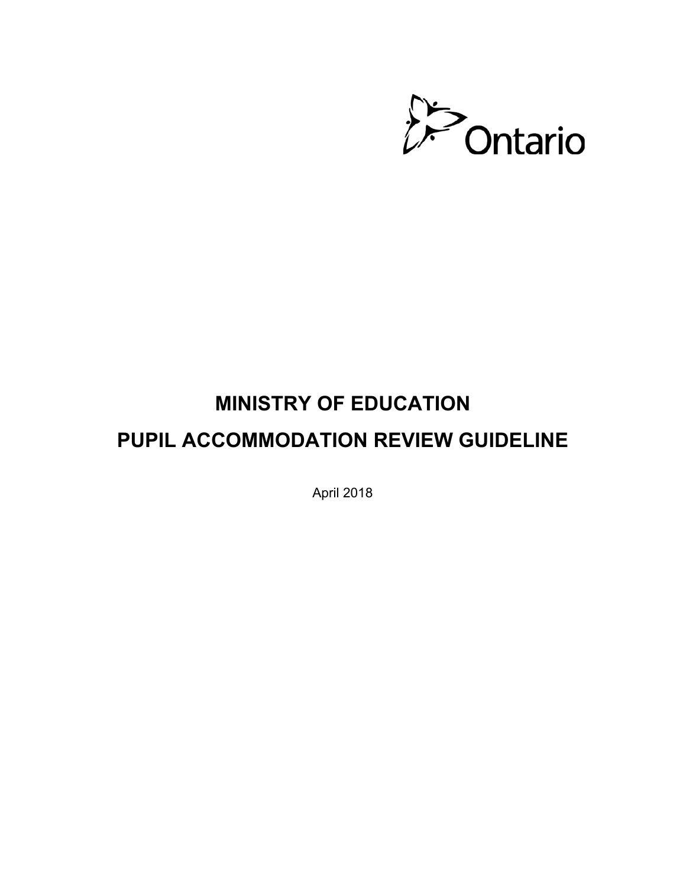Ontario

# MINISTRY OF EDUCATION

# PUPIL ACCOMMODATION REVIEW GUIDELINE

April 2018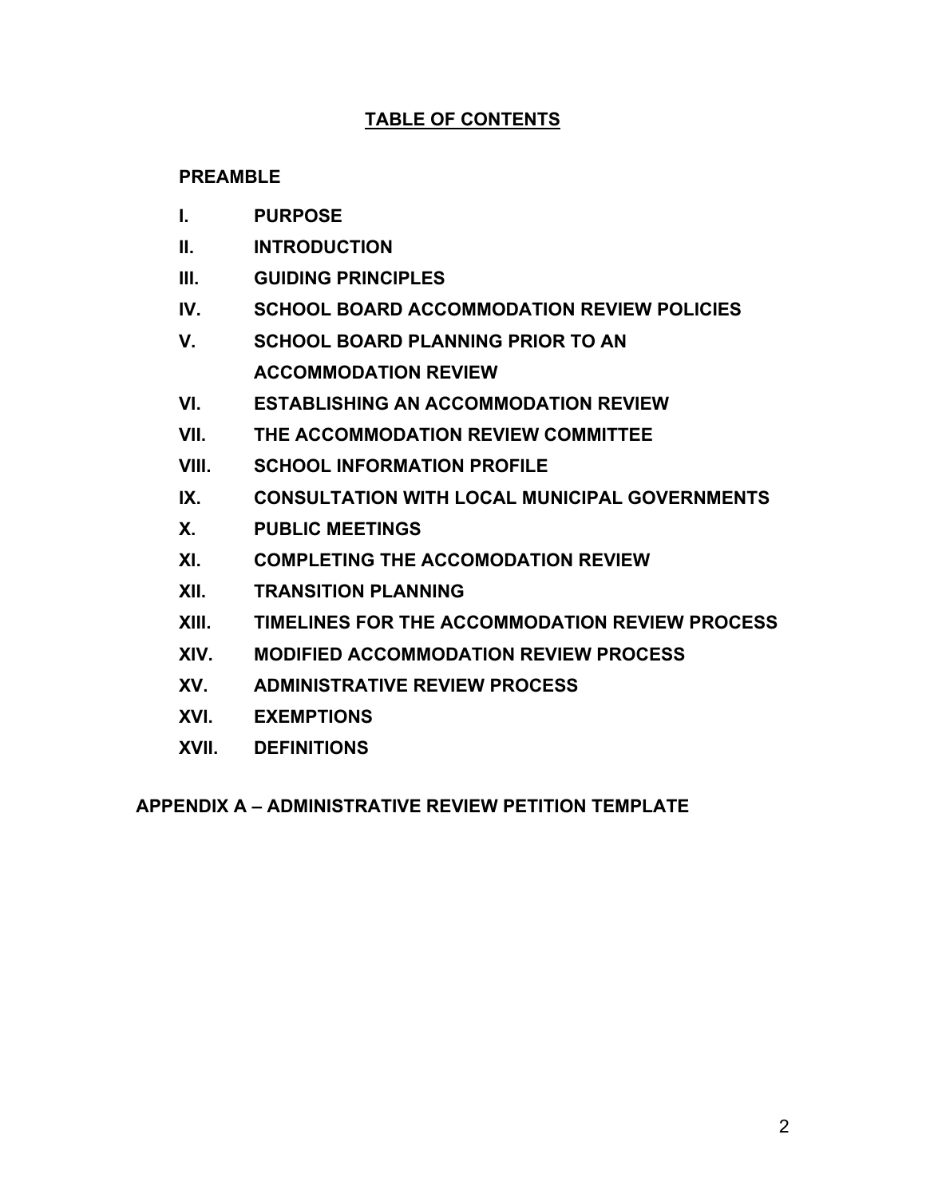## TABLE OF CONTENTS

**PREAMBLE**

**I. PURPOSE**

**II. INTRODUCTION**

**III. GUIDING PRINCIPLES**

**IV. SCHOOL BOARD ACCOMMODATION REVIEW POLICIES**

**V. SCHOOL BOARD PLANNING PRIOR TO AN ACCOMMODATION REVIEW**

**VI. ESTABLISHING AN ACCOMMODATION REVIEW**

**VII. THE ACCOMMODATION REVIEW COMMITTEE**

**VIII. SCHOOL INFORMATION PROFILE**

**IX. CONSULTATION WITH LOCAL MUNICIPAL GOVERNMENTS**

**X. PUBLIC MEETINGS**

**XI. COMPLETING THE ACCOMODATION REVIEW**

**XII. TRANSITION PLANNING**

**XIII. TIMELINES FOR THE ACCOMMODATION REVIEW PROCESS**

**XIV. MODIFIED ACCOMMODATION REVIEW PROCESS**

**XV. ADMINISTRATIVE REVIEW PROCESS**

**XVI. EXEMPTIONS**

**XVII. DEFINITIONS**

**APPENDIX A – ADMINISTRATIVE REVIEW PETITION TEMPLATE**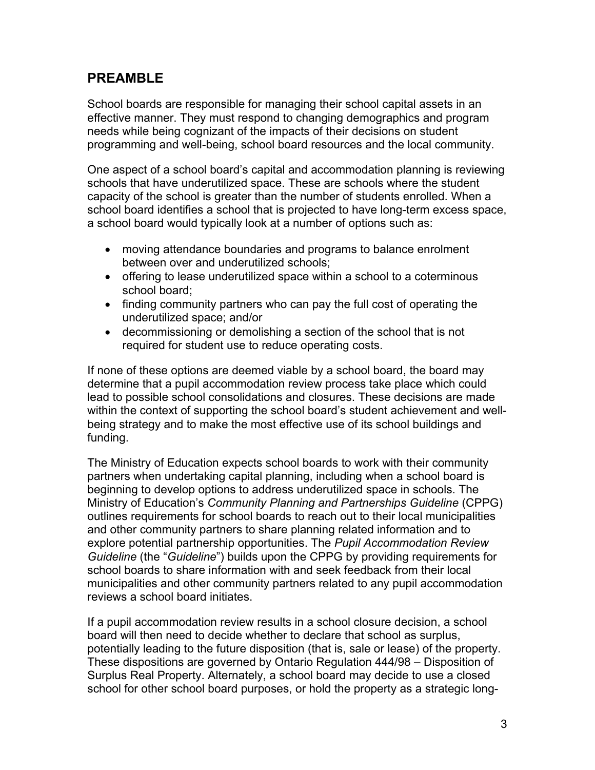## PREAMBLE

School boards are responsible for managing their school capital assets in an effective manner. They must respond to changing demographics and program needs while being cognizant of the impacts of their decisions on student programming and well-being, school board resources and the local community.

One aspect of a school board's capital and accommodation planning is reviewing schools that have underutilized space. These are schools where the student capacity of the school is greater than the number of students enrolled. When a school board identifies a school that is projected to have long-term excess space, a school board would typically look at a number of options such as:

- moving attendance boundaries and programs to balance enrolment between over and underutilized schools;
- offering to lease underutilized space within a school to a coterminous school board;
- finding community partners who can pay the full cost of operating the underutilized space; and/or
- decommissioning or demolishing a section of the school that is not required for student use to reduce operating costs.

If none of these options are deemed viable by a school board, the board may determine that a pupil accommodation review process take place which could lead to possible school consolidations and closures. These decisions are made within the context of supporting the school board's student achievement and well-being strategy and to make the most effective use of its school buildings and funding.

The Ministry of Education expects school boards to work with their community partners when undertaking capital planning, including when a school board is beginning to develop options to address underutilized space in schools. The Ministry of Education's *Community Planning and Partnerships Guideline* (CPPG) outlines requirements for school boards to reach out to their local municipalities and other community partners to share planning related information and to explore potential partnership opportunities. The *Pupil Accommodation Review Guideline* (the "*Guideline*") builds upon the CPPG by providing requirements for school boards to share information with and seek feedback from their local municipalities and other community partners related to any pupil accommodation reviews a school board initiates.

If a pupil accommodation review results in a school closure decision, a school board will then need to decide whether to declare that school as surplus, potentially leading to the future disposition (that is, sale or lease) of the property. These dispositions are governed by Ontario Regulation 444/98 – Disposition of Surplus Real Property. Alternately, a school board may decide to use a closed school for other school board purposes, or hold the property as a strategic long-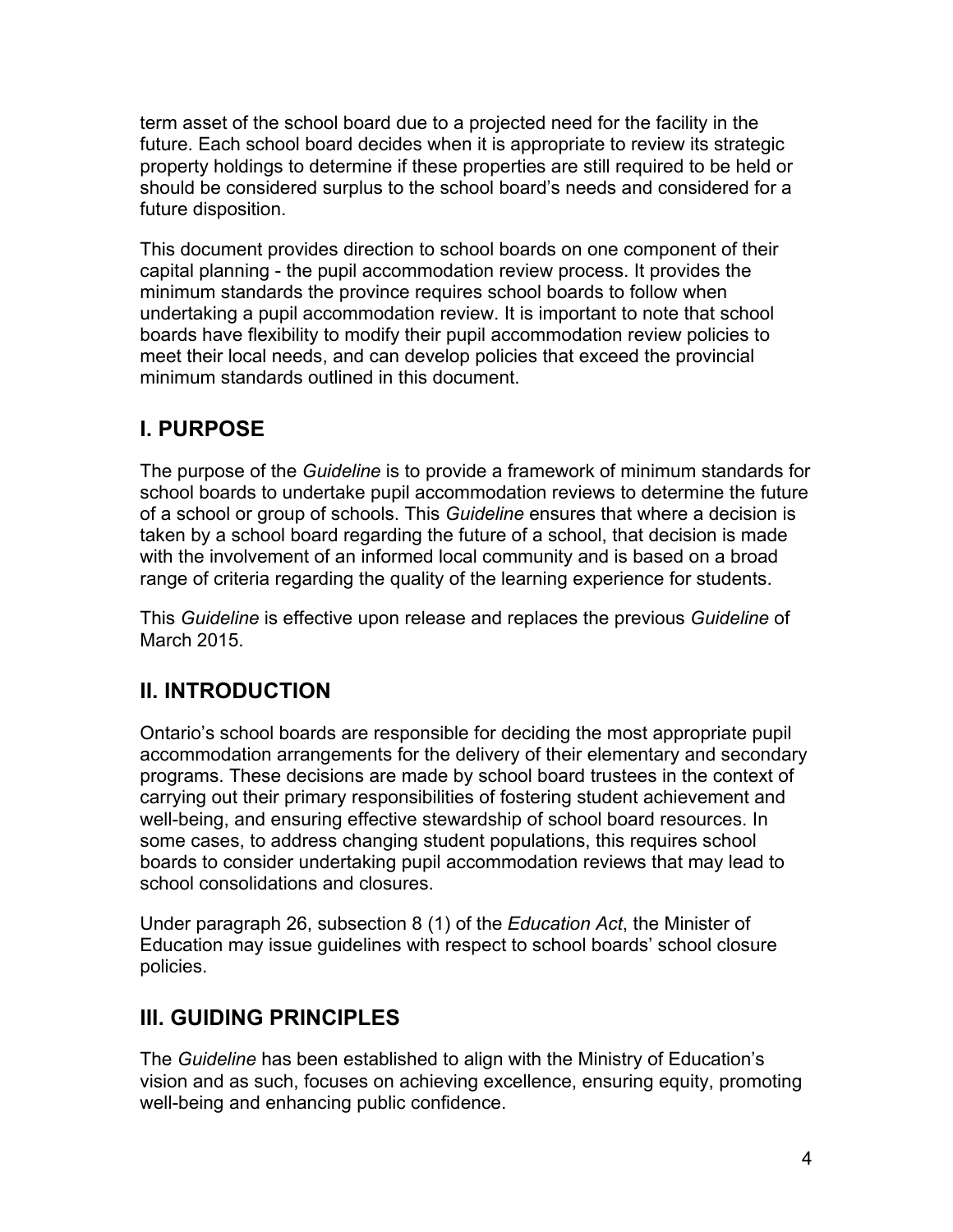term asset of the school board due to a projected need for the facility in the future. Each school board decides when it is appropriate to review its strategic property holdings to determine if these properties are still required to be held or should be considered surplus to the school board's needs and considered for a future disposition.

This document provides direction to school boards on one component of their capital planning - the pupil accommodation review process. It provides the minimum standards the province requires school boards to follow when undertaking a pupil accommodation review. It is important to note that school boards have flexibility to modify their pupil accommodation review policies to meet their local needs, and can develop policies that exceed the provincial minimum standards outlined in this document.

## I. PURPOSE

The purpose of the *Guideline* is to provide a framework of minimum standards for school boards to undertake pupil accommodation reviews to determine the future of a school or group of schools. This *Guideline* ensures that where a decision is taken by a school board regarding the future of a school, that decision is made with the involvement of an informed local community and is based on a broad range of criteria regarding the quality of the learning experience for students.

This *Guideline* is effective upon release and replaces the previous *Guideline* of March 2015.

## II. INTRODUCTION

Ontario's school boards are responsible for deciding the most appropriate pupil accommodation arrangements for the delivery of their elementary and secondary programs. These decisions are made by school board trustees in the context of carrying out their primary responsibilities of fostering student achievement and well-being, and ensuring effective stewardship of school board resources. In some cases, to address changing student populations, this requires school boards to consider undertaking pupil accommodation reviews that may lead to school consolidations and closures.

Under paragraph 26, subsection 8 (1) of the *Education Act*, the Minister of Education may issue guidelines with respect to school boards' school closure policies.

## III. GUIDING PRINCIPLES

The *Guideline* has been established to align with the Ministry of Education's vision and as such, focuses on achieving excellence, ensuring equity, promoting well-being and enhancing public confidence.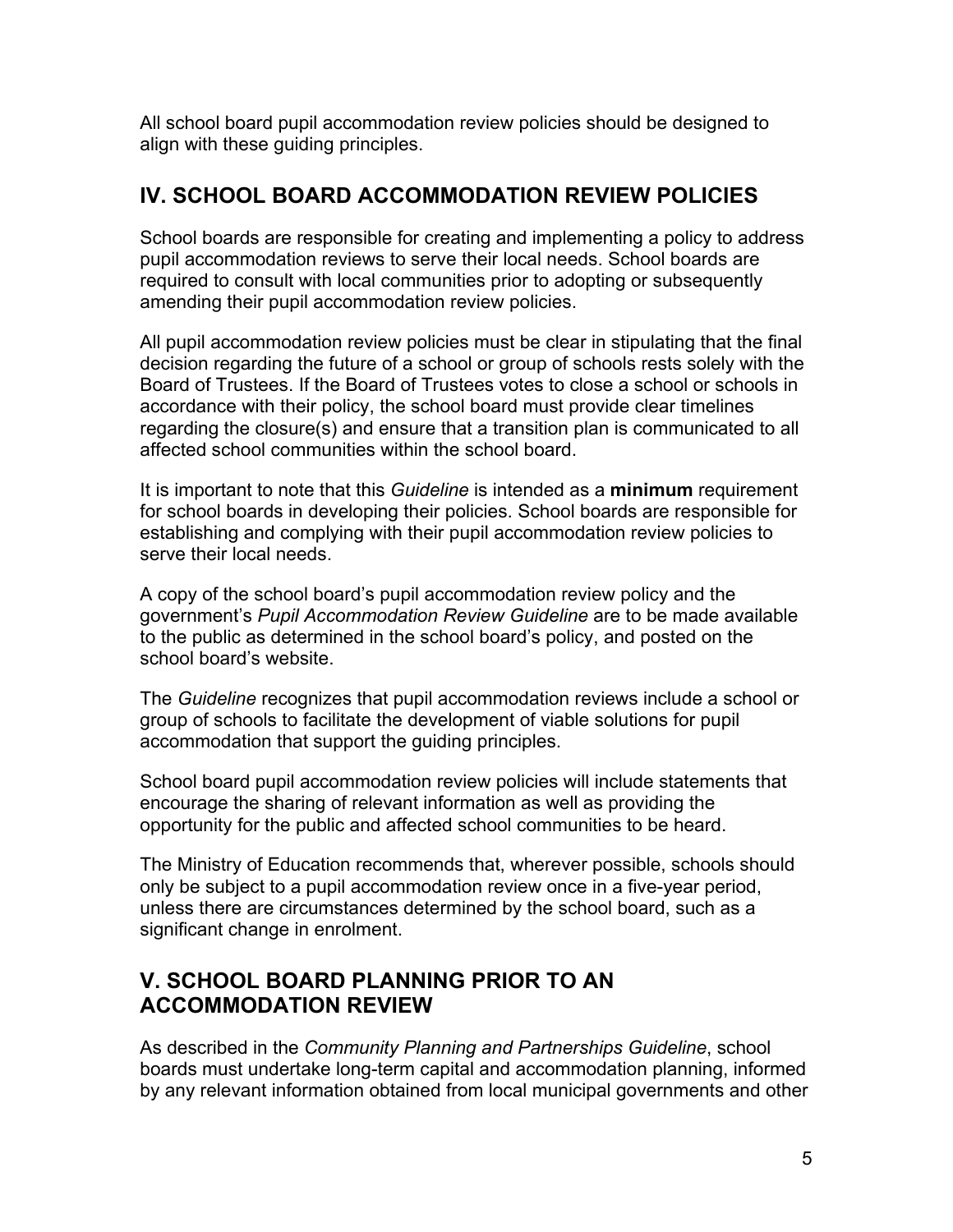All school board pupil accommodation review policies should be designed to align with these guiding principles.

## IV. SCHOOL BOARD ACCOMMODATION REVIEW POLICIES

School boards are responsible for creating and implementing a policy to address pupil accommodation reviews to serve their local needs. School boards are required to consult with local communities prior to adopting or subsequently amending their pupil accommodation review policies.

All pupil accommodation review policies must be clear in stipulating that the final decision regarding the future of a school or group of schools rests solely with the Board of Trustees. If the Board of Trustees votes to close a school or schools in accordance with their policy, the school board must provide clear timelines regarding the closure(s) and ensure that a transition plan is communicated to all affected school communities within the school board.

It is important to note that this *Guideline* is intended as a **minimum** requirement for school boards in developing their policies. School boards are responsible for establishing and complying with their pupil accommodation review policies to serve their local needs.

A copy of the school board's pupil accommodation review policy and the government's *Pupil Accommodation Review Guideline* are to be made available to the public as determined in the school board's policy, and posted on the school board's website.

The *Guideline* recognizes that pupil accommodation reviews include a school or group of schools to facilitate the development of viable solutions for pupil accommodation that support the guiding principles.

School board pupil accommodation review policies will include statements that encourage the sharing of relevant information as well as providing the opportunity for the public and affected school communities to be heard.

The Ministry of Education recommends that, wherever possible, schools should only be subject to a pupil accommodation review once in a five-year period, unless there are circumstances determined by the school board, such as a significant change in enrolment.

## V. SCHOOL BOARD PLANNING PRIOR TO AN ACCOMMODATION REVIEW

As described in the *Community Planning and Partnerships Guideline*, school boards must undertake long-term capital and accommodation planning, informed by any relevant information obtained from local municipal governments and other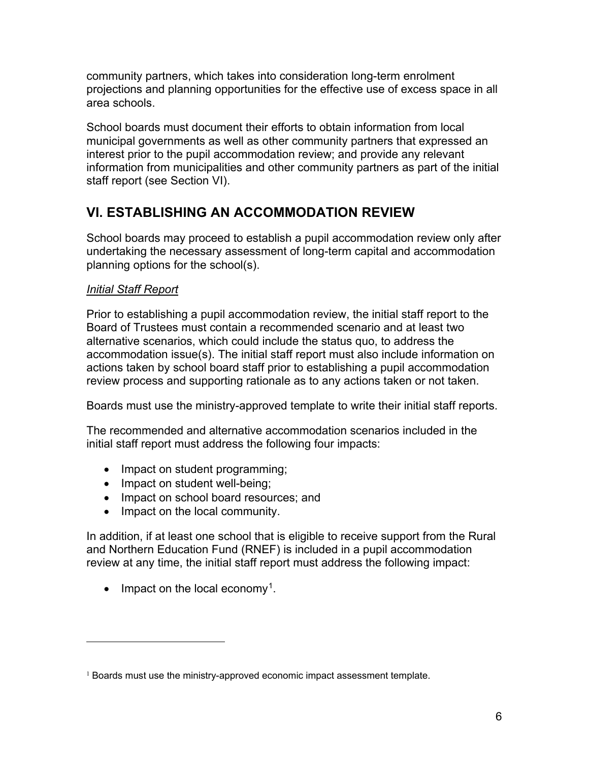community partners, which takes into consideration long-term enrolment projections and planning opportunities for the effective use of excess space in all area schools.

School boards must document their efforts to obtain information from local municipal governments as well as other community partners that expressed an interest prior to the pupil accommodation review; and provide any relevant information from municipalities and other community partners as part of the initial staff report (see Section VI).

## VI. ESTABLISHING AN ACCOMMODATION REVIEW

School boards may proceed to establish a pupil accommodation review only after undertaking the necessary assessment of long-term capital and accommodation planning options for the school(s).

*Initial Staff Report*

Prior to establishing a pupil accommodation review, the initial staff report to the Board of Trustees must contain a recommended scenario and at least two alternative scenarios, which could include the status quo, to address the accommodation issue(s). The initial staff report must also include information on actions taken by school board staff prior to establishing a pupil accommodation review process and supporting rationale as to any actions taken or not taken.

Boards must use the ministry-approved template to write their initial staff reports.

The recommended and alternative accommodation scenarios included in the initial staff report must address the following four impacts:

- Impact on student programming;
- Impact on student well-being;
- Impact on school board resources; and
- Impact on the local community.

In addition, if at least one school that is eligible to receive support from the Rural and Northern Education Fund (RNEF) is included in a pupil accommodation review at any time, the initial staff report must address the following impact:

- Impact on the local economy[1].

[1] Boards must use the ministry-approved economic impact assessment template.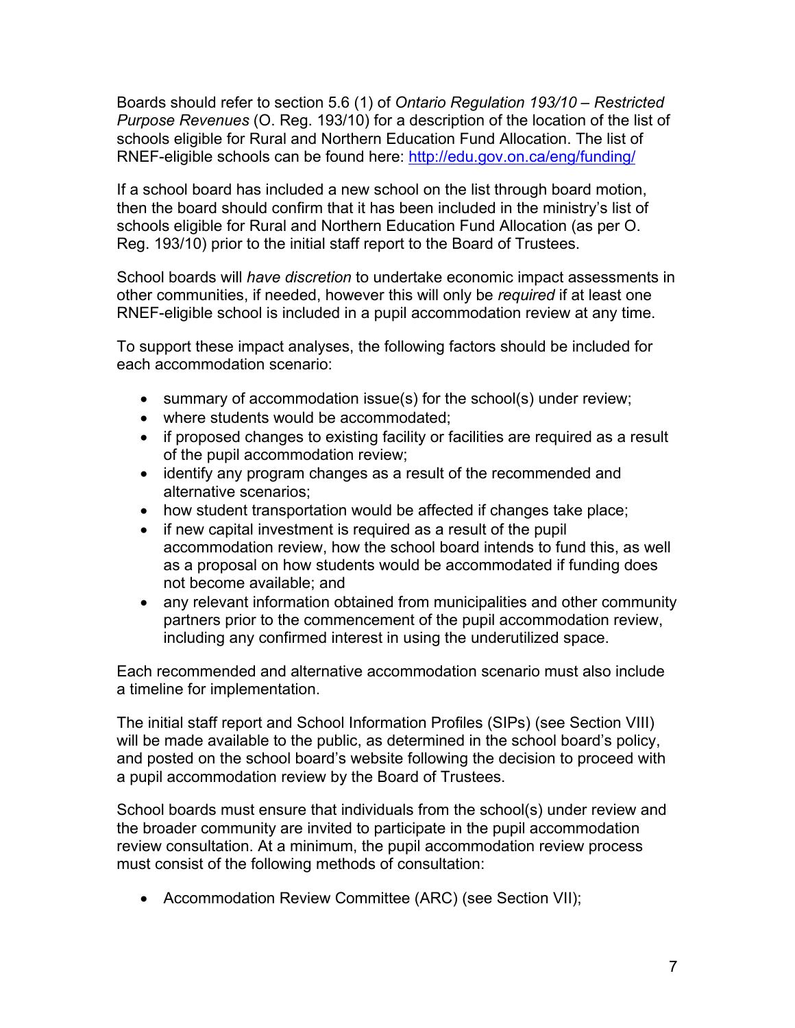Boards should refer to section 5.6 (1) of *Ontario Regulation 193/10 – Restricted Purpose Revenues* (O. Reg. 193/10) for a description of the location of the list of schools eligible for Rural and Northern Education Fund Allocation. The list of RNEF-eligible schools can be found here: [http://edu.gov.on.ca/eng/funding/](http://edu.gov.on.ca/eng/funding/)

If a school board has included a new school on the list through board motion, then the board should confirm that it has been included in the ministry's list of schools eligible for Rural and Northern Education Fund Allocation (as per O. Reg. 193/10) prior to the initial staff report to the Board of Trustees.

School boards will *have discretion* to undertake economic impact assessments in other communities, if needed, however this will only be *required* if at least one RNEF-eligible school is included in a pupil accommodation review at any time.

To support these impact analyses, the following factors should be included for each accommodation scenario:

- summary of accommodation issue(s) for the school(s) under review;
- where students would be accommodated;
- if proposed changes to existing facility or facilities are required as a result of the pupil accommodation review;
- identify any program changes as a result of the recommended and alternative scenarios;
- how student transportation would be affected if changes take place;
- if new capital investment is required as a result of the pupil accommodation review, how the school board intends to fund this, as well as a proposal on how students would be accommodated if funding does not become available; and
- any relevant information obtained from municipalities and other community partners prior to the commencement of the pupil accommodation review, including any confirmed interest in using the underutilized space.

Each recommended and alternative accommodation scenario must also include a timeline for implementation.

The initial staff report and School Information Profiles (SIPs) (see Section VIII) will be made available to the public, as determined in the school board's policy, and posted on the school board's website following the decision to proceed with a pupil accommodation review by the Board of Trustees.

School boards must ensure that individuals from the school(s) under review and the broader community are invited to participate in the pupil accommodation review consultation. At a minimum, the pupil accommodation review process must consist of the following methods of consultation:

- Accommodation Review Committee (ARC) (see Section VII);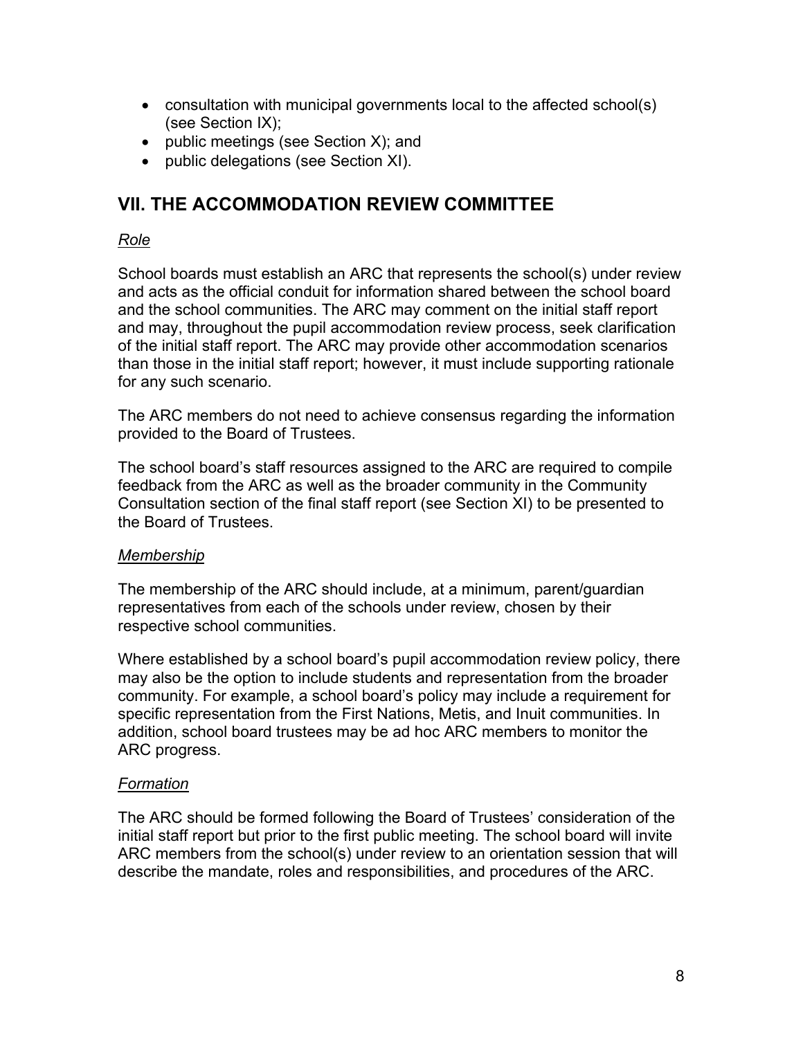- consultation with municipal governments local to the affected school(s) (see Section IX);
- public meetings (see Section X); and
- public delegations (see Section XI).

## VII. THE ACCOMMODATION REVIEW COMMITTEE

*Role*

School boards must establish an ARC that represents the school(s) under review and acts as the official conduit for information shared between the school board and the school communities. The ARC may comment on the initial staff report and may, throughout the pupil accommodation review process, seek clarification of the initial staff report. The ARC may provide other accommodation scenarios than those in the initial staff report; however, it must include supporting rationale for any such scenario.

The ARC members do not need to achieve consensus regarding the information provided to the Board of Trustees.

The school board's staff resources assigned to the ARC are required to compile feedback from the ARC as well as the broader community in the Community Consultation section of the final staff report (see Section XI) to be presented to the Board of Trustees.

*Membership*

The membership of the ARC should include, at a minimum, parent/guardian representatives from each of the schools under review, chosen by their respective school communities.

Where established by a school board's pupil accommodation review policy, there may also be the option to include students and representation from the broader community. For example, a school board's policy may include a requirement for specific representation from the First Nations, Metis, and Inuit communities. In addition, school board trustees may be ad hoc ARC members to monitor the ARC progress.

*Formation*

The ARC should be formed following the Board of Trustees' consideration of the initial staff report but prior to the first public meeting. The school board will invite ARC members from the school(s) under review to an orientation session that will describe the mandate, roles and responsibilities, and procedures of the ARC.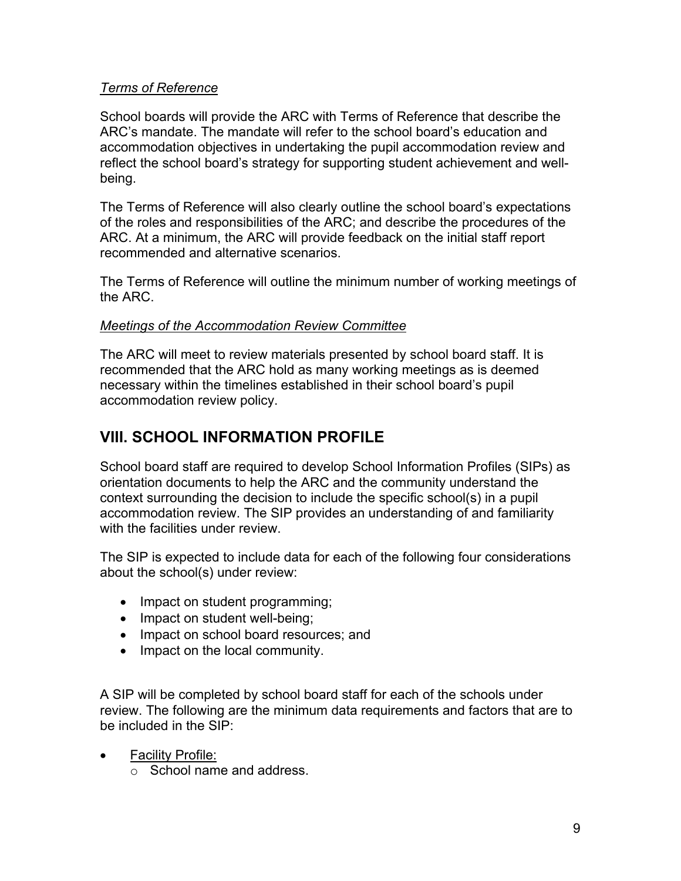*Terms of Reference*

School boards will provide the ARC with Terms of Reference that describe the ARC's mandate. The mandate will refer to the school board's education and accommodation objectives in undertaking the pupil accommodation review and reflect the school board's strategy for supporting student achievement and well-being.

The Terms of Reference will also clearly outline the school board's expectations of the roles and responsibilities of the ARC; and describe the procedures of the ARC. At a minimum, the ARC will provide feedback on the initial staff report recommended and alternative scenarios.

The Terms of Reference will outline the minimum number of working meetings of the ARC.

*Meetings of the Accommodation Review Committee*

The ARC will meet to review materials presented by school board staff. It is recommended that the ARC hold as many working meetings as is deemed necessary within the timelines established in their school board's pupil accommodation review policy.

## VIII. SCHOOL INFORMATION PROFILE

School board staff are required to develop School Information Profiles (SIPs) as orientation documents to help the ARC and the community understand the context surrounding the decision to include the specific school(s) in a pupil accommodation review. The SIP provides an understanding of and familiarity with the facilities under review.

The SIP is expected to include data for each of the following four considerations about the school(s) under review:

- Impact on student programming;
- Impact on student well-being;
- Impact on school board resources; and
- Impact on the local community.

A SIP will be completed by school board staff for each of the schools under review. The following are the minimum data requirements and factors that are to be included in the SIP:

- Facility Profile:
  - School name and address.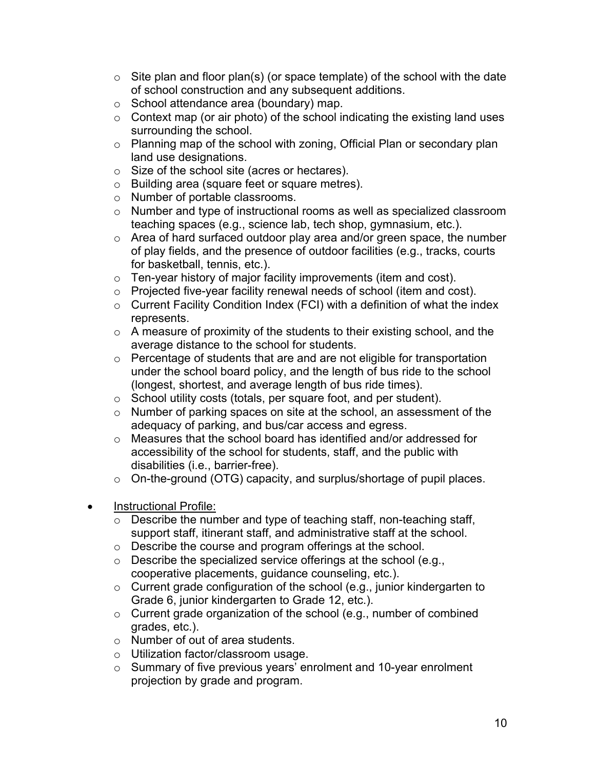- Site plan and floor plan(s) (or space template) of the school with the date of school construction and any subsequent additions.
  - School attendance area (boundary) map.
  - Context map (or air photo) of the school indicating the existing land uses surrounding the school.
  - Planning map of the school with zoning, Official Plan or secondary plan land use designations.
  - Size of the school site (acres or hectares).
  - Building area (square feet or square metres).
  - Number of portable classrooms.
  - Number and type of instructional rooms as well as specialized classroom teaching spaces (e.g., science lab, tech shop, gymnasium, etc.).
  - Area of hard surfaced outdoor play area and/or green space, the number of play fields, and the presence of outdoor facilities (e.g., tracks, courts for basketball, tennis, etc.).
  - Ten-year history of major facility improvements (item and cost).
  - Projected five-year facility renewal needs of school (item and cost).
  - Current Facility Condition Index (FCI) with a definition of what the index represents.
  - A measure of proximity of the students to their existing school, and the average distance to the school for students.
  - Percentage of students that are and are not eligible for transportation under the school board policy, and the length of bus ride to the school (longest, shortest, and average length of bus ride times).
  - School utility costs (totals, per square foot, and per student).
  - Number of parking spaces on site at the school, an assessment of the adequacy of parking, and bus/car access and egress.
  - Measures that the school board has identified and/or addressed for accessibility of the school for students, staff, and the public with disabilities (i.e., barrier-free).
  - On-the-ground (OTG) capacity, and surplus/shortage of pupil places.

- <u>Instructional Profile:</u>
  - Describe the number and type of teaching staff, non-teaching staff, support staff, itinerant staff, and administrative staff at the school.
  - Describe the course and program offerings at the school.
  - Describe the specialized service offerings at the school (e.g., cooperative placements, guidance counseling, etc.).
  - Current grade configuration of the school (e.g., junior kindergarten to Grade 6, junior kindergarten to Grade 12, etc.).
  - Current grade organization of the school (e.g., number of combined grades, etc.).
  - Number of out of area students.
  - Utilization factor/classroom usage.
  - Summary of five previous years' enrolment and 10-year enrolment projection by grade and program.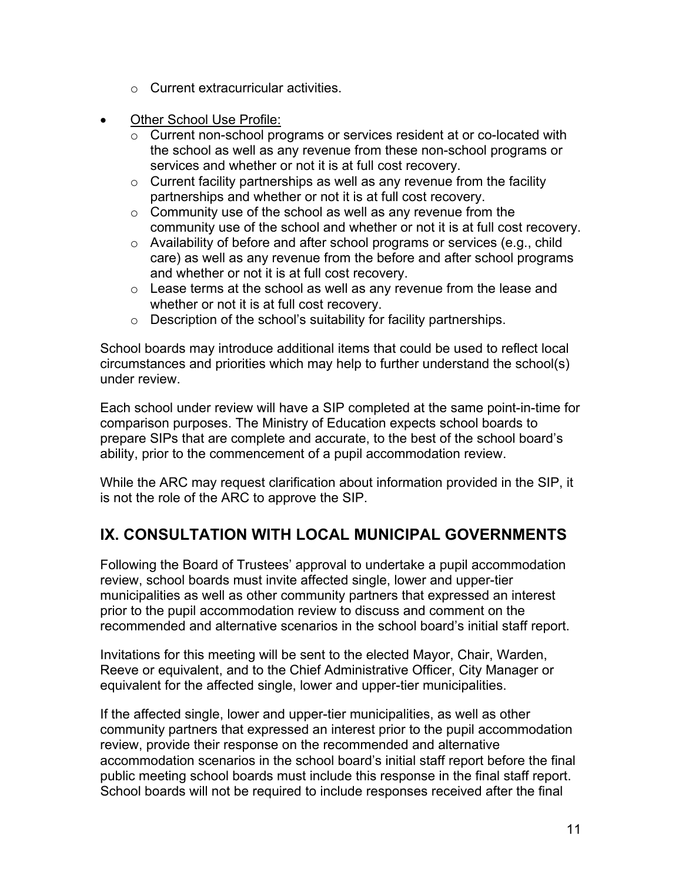- Current extracurricular activities.

- Other School Use Profile:
  - Current non-school programs or services resident at or co-located with the school as well as any revenue from these non-school programs or services and whether or not it is at full cost recovery.
  - Current facility partnerships as well as any revenue from the facility partnerships and whether or not it is at full cost recovery.
  - Community use of the school as well as any revenue from the community use of the school and whether or not it is at full cost recovery.
  - Availability of before and after school programs or services (e.g., child care) as well as any revenue from the before and after school programs and whether or not it is at full cost recovery.
  - Lease terms at the school as well as any revenue from the lease and whether or not it is at full cost recovery.
  - Description of the school's suitability for facility partnerships.

School boards may introduce additional items that could be used to reflect local circumstances and priorities which may help to further understand the school(s) under review.

Each school under review will have a SIP completed at the same point-in-time for comparison purposes. The Ministry of Education expects school boards to prepare SIPs that are complete and accurate, to the best of the school board's ability, prior to the commencement of a pupil accommodation review.

While the ARC may request clarification about information provided in the SIP, it is not the role of the ARC to approve the SIP.

## IX. CONSULTATION WITH LOCAL MUNICIPAL GOVERNMENTS

Following the Board of Trustees' approval to undertake a pupil accommodation review, school boards must invite affected single, lower and upper-tier municipalities as well as other community partners that expressed an interest prior to the pupil accommodation review to discuss and comment on the recommended and alternative scenarios in the school board's initial staff report.

Invitations for this meeting will be sent to the elected Mayor, Chair, Warden, Reeve or equivalent, and to the Chief Administrative Officer, City Manager or equivalent for the affected single, lower and upper-tier municipalities.

If the affected single, lower and upper-tier municipalities, as well as other community partners that expressed an interest prior to the pupil accommodation review, provide their response on the recommended and alternative accommodation scenarios in the school board's initial staff report before the final public meeting school boards must include this response in the final staff report. School boards will not be required to include responses received after the final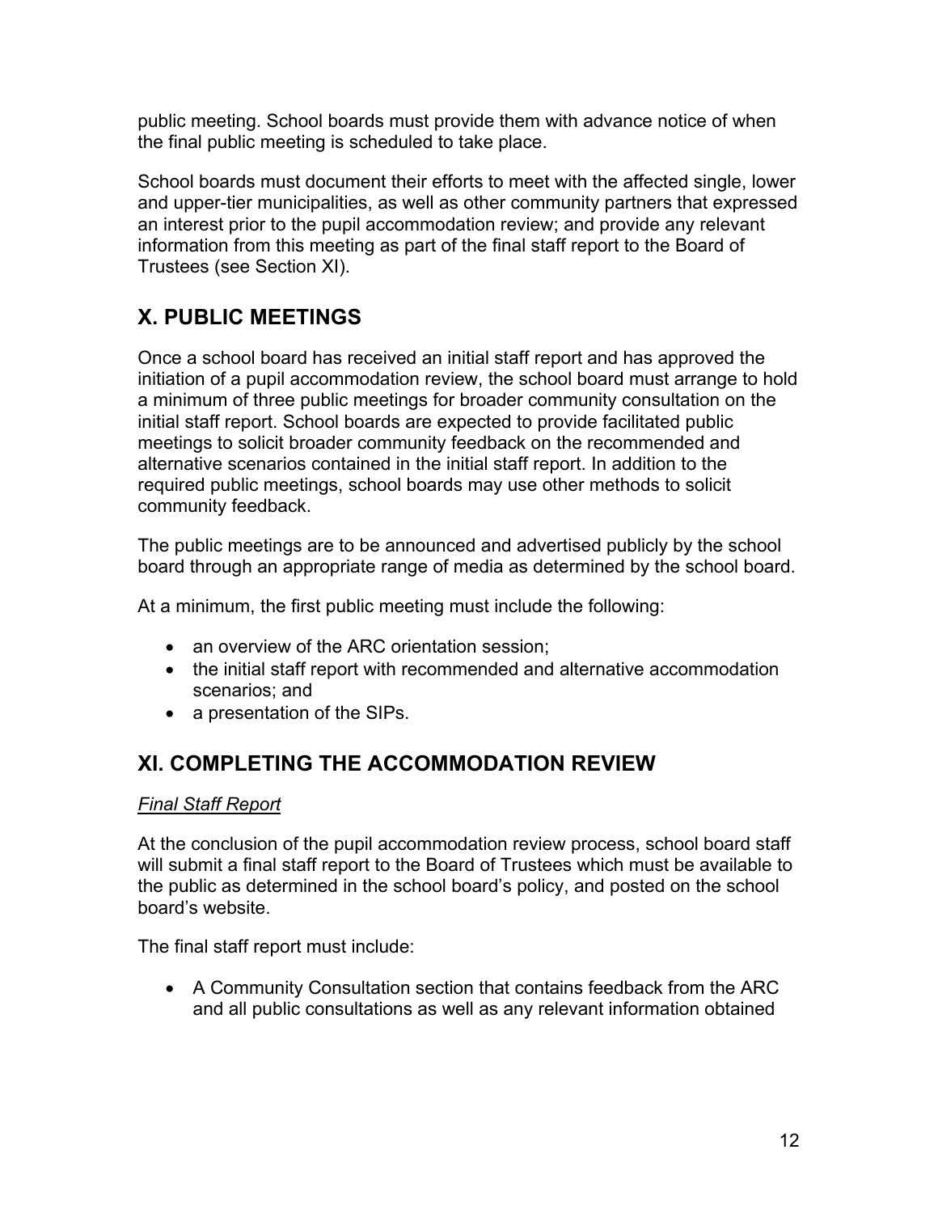public meeting. School boards must provide them with advance notice of when the final public meeting is scheduled to take place.

School boards must document their efforts to meet with the affected single, lower and upper-tier municipalities, as well as other community partners that expressed an interest prior to the pupil accommodation review; and provide any relevant information from this meeting as part of the final staff report to the Board of Trustees (see Section XI).

## X. PUBLIC MEETINGS

Once a school board has received an initial staff report and has approved the initiation of a pupil accommodation review, the school board must arrange to hold a minimum of three public meetings for broader community consultation on the initial staff report. School boards are expected to provide facilitated public meetings to solicit broader community feedback on the recommended and alternative scenarios contained in the initial staff report. In addition to the required public meetings, school boards may use other methods to solicit community feedback.

The public meetings are to be announced and advertised publicly by the school board through an appropriate range of media as determined by the school board.

At a minimum, the first public meeting must include the following:

- an overview of the ARC orientation session;
- the initial staff report with recommended and alternative accommodation scenarios; and
- a presentation of the SIPs.

## XI. COMPLETING THE ACCOMMODATION REVIEW

*Final Staff Report*

At the conclusion of the pupil accommodation review process, school board staff will submit a final staff report to the Board of Trustees which must be available to the public as determined in the school board's policy, and posted on the school board's website.

The final staff report must include:

- A Community Consultation section that contains feedback from the ARC and all public consultations as well as any relevant information obtained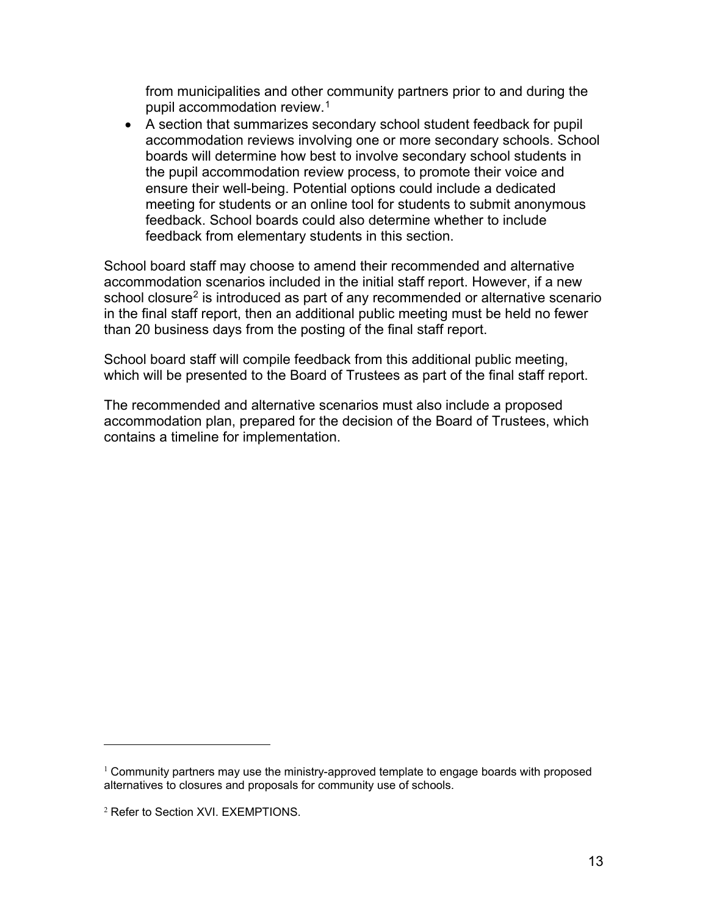from municipalities and other community partners prior to and during the pupil accommodation review.[1]

- A section that summarizes secondary school student feedback for pupil accommodation reviews involving one or more secondary schools. School boards will determine how best to involve secondary school students in the pupil accommodation review process, to promote their voice and ensure their well-being. Potential options could include a dedicated meeting for students or an online tool for students to submit anonymous feedback. School boards could also determine whether to include feedback from elementary students in this section.

School board staff may choose to amend their recommended and alternative accommodation scenarios included in the initial staff report. However, if a new school closure[2] is introduced as part of any recommended or alternative scenario in the final staff report, then an additional public meeting must be held no fewer than 20 business days from the posting of the final staff report.

School board staff will compile feedback from this additional public meeting, which will be presented to the Board of Trustees as part of the final staff report.

The recommended and alternative scenarios must also include a proposed accommodation plan, prepared for the decision of the Board of Trustees, which contains a timeline for implementation.

---

[1] Community partners may use the ministry-approved template to engage boards with proposed alternatives to closures and proposals for community use of schools.

[2] Refer to Section XVI. EXEMPTIONS.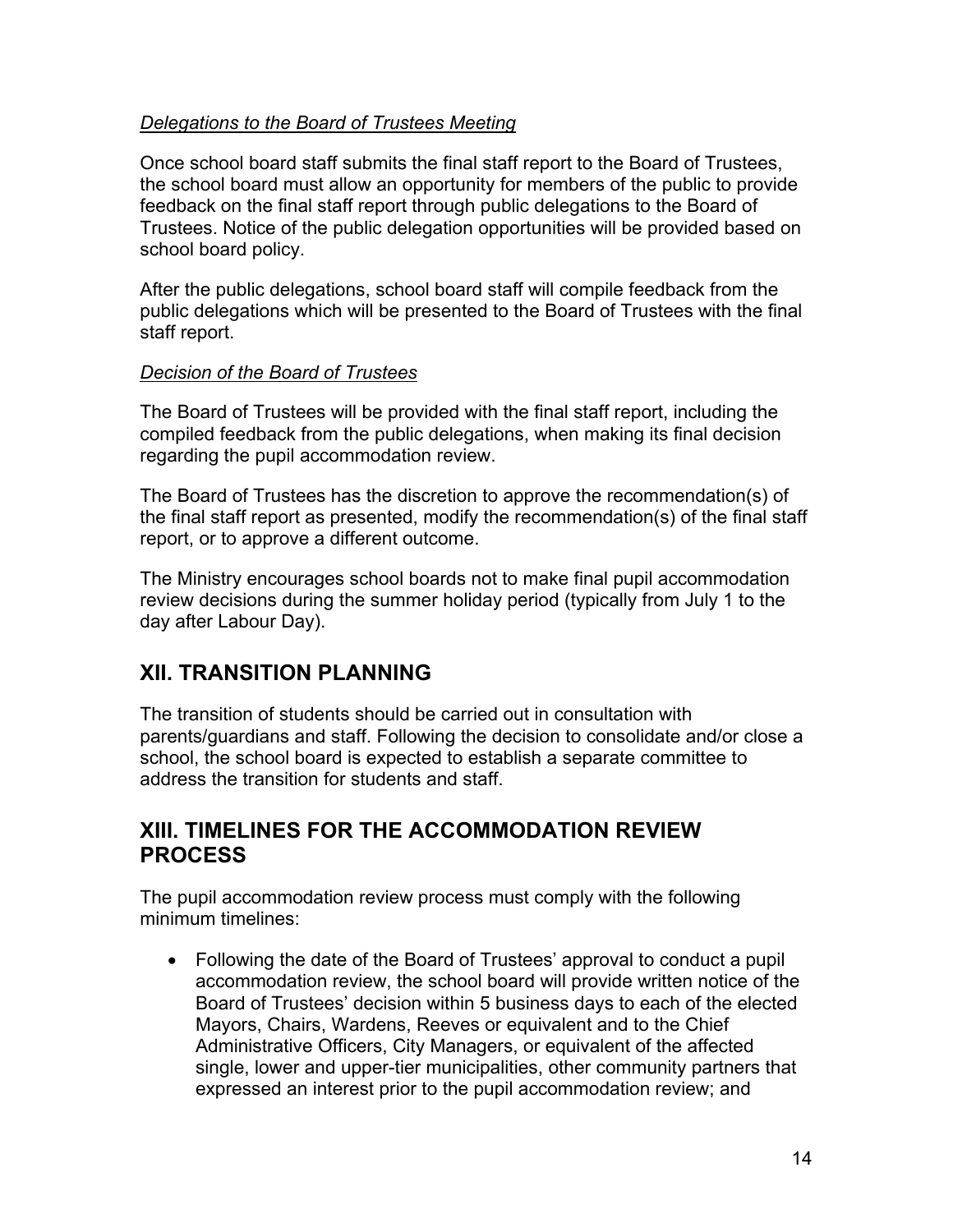*Delegations to the Board of Trustees Meeting*

Once school board staff submits the final staff report to the Board of Trustees, the school board must allow an opportunity for members of the public to provide feedback on the final staff report through public delegations to the Board of Trustees. Notice of the public delegation opportunities will be provided based on school board policy.

After the public delegations, school board staff will compile feedback from the public delegations which will be presented to the Board of Trustees with the final staff report.

*Decision of the Board of Trustees*

The Board of Trustees will be provided with the final staff report, including the compiled feedback from the public delegations, when making its final decision regarding the pupil accommodation review.

The Board of Trustees has the discretion to approve the recommendation(s) of the final staff report as presented, modify the recommendation(s) of the final staff report, or to approve a different outcome.

The Ministry encourages school boards not to make final pupil accommodation review decisions during the summer holiday period (typically from July 1 to the day after Labour Day).

## XII. TRANSITION PLANNING

The transition of students should be carried out in consultation with parents/guardians and staff. Following the decision to consolidate and/or close a school, the school board is expected to establish a separate committee to address the transition for students and staff.

## XIII. TIMELINES FOR THE ACCOMMODATION REVIEW PROCESS

The pupil accommodation review process must comply with the following minimum timelines:

- Following the date of the Board of Trustees' approval to conduct a pupil accommodation review, the school board will provide written notice of the Board of Trustees' decision within 5 business days to each of the elected Mayors, Chairs, Wardens, Reeves or equivalent and to the Chief Administrative Officers, City Managers, or equivalent of the affected single, lower and upper-tier municipalities, other community partners that expressed an interest prior to the pupil accommodation review; and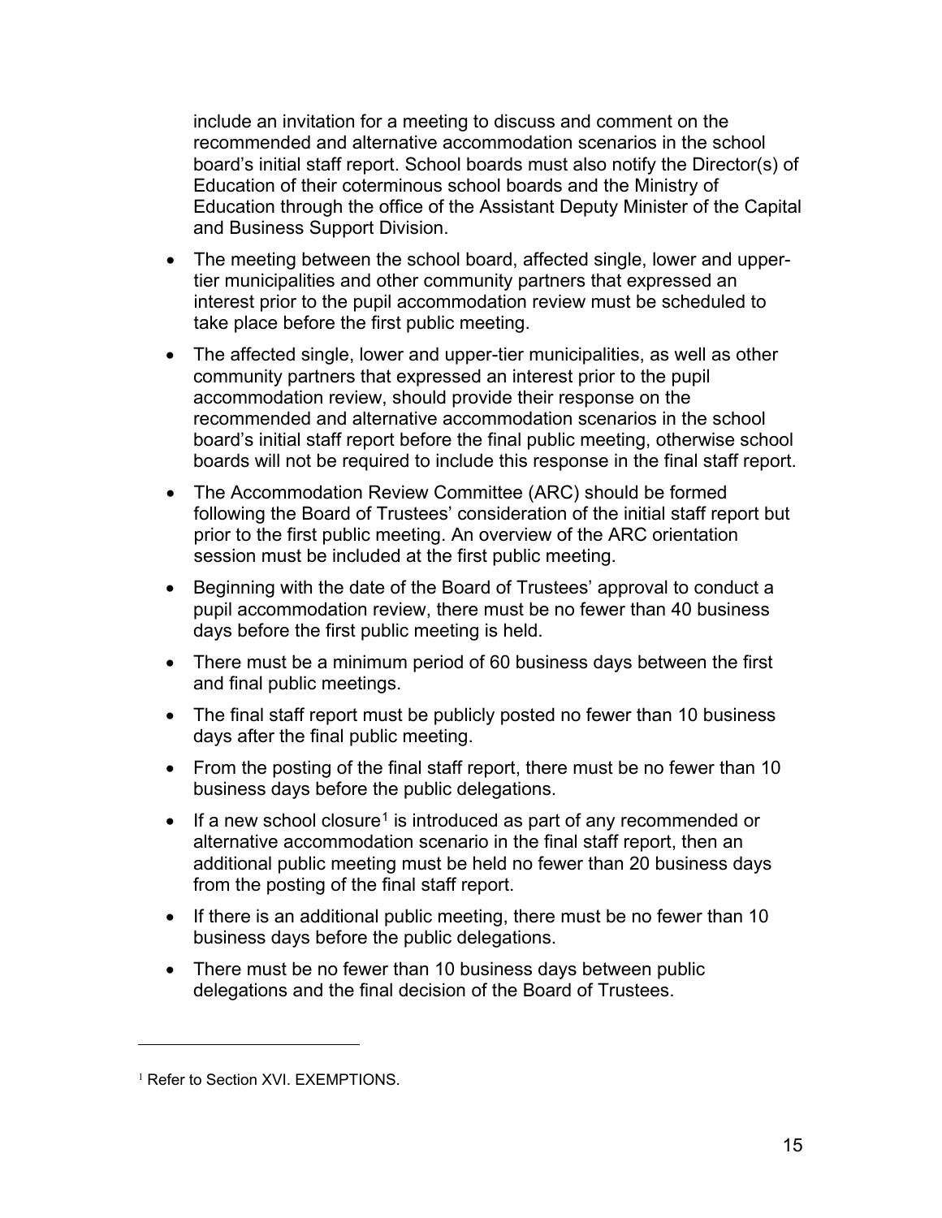include an invitation for a meeting to discuss and comment on the recommended and alternative accommodation scenarios in the school board's initial staff report. School boards must also notify the Director(s) of Education of their coterminous school boards and the Ministry of Education through the office of the Assistant Deputy Minister of the Capital and Business Support Division.

- The meeting between the school board, affected single, lower and upper-tier municipalities and other community partners that expressed an interest prior to the pupil accommodation review must be scheduled to take place before the first public meeting.
- The affected single, lower and upper-tier municipalities, as well as other community partners that expressed an interest prior to the pupil accommodation review, should provide their response on the recommended and alternative accommodation scenarios in the school board's initial staff report before the final public meeting, otherwise school boards will not be required to include this response in the final staff report.
- The Accommodation Review Committee (ARC) should be formed following the Board of Trustees' consideration of the initial staff report but prior to the first public meeting. An overview of the ARC orientation session must be included at the first public meeting.
- Beginning with the date of the Board of Trustees' approval to conduct a pupil accommodation review, there must be no fewer than 40 business days before the first public meeting is held.
- There must be a minimum period of 60 business days between the first and final public meetings.
- The final staff report must be publicly posted no fewer than 10 business days after the final public meeting.
- From the posting of the final staff report, there must be no fewer than 10 business days before the public delegations.
- If a new school closure[1] is introduced as part of any recommended or alternative accommodation scenario in the final staff report, then an additional public meeting must be held no fewer than 20 business days from the posting of the final staff report.
- If there is an additional public meeting, there must be no fewer than 10 business days before the public delegations.
- There must be no fewer than 10 business days between public delegations and the final decision of the Board of Trustees.

[1] Refer to Section XVI. EXEMPTIONS.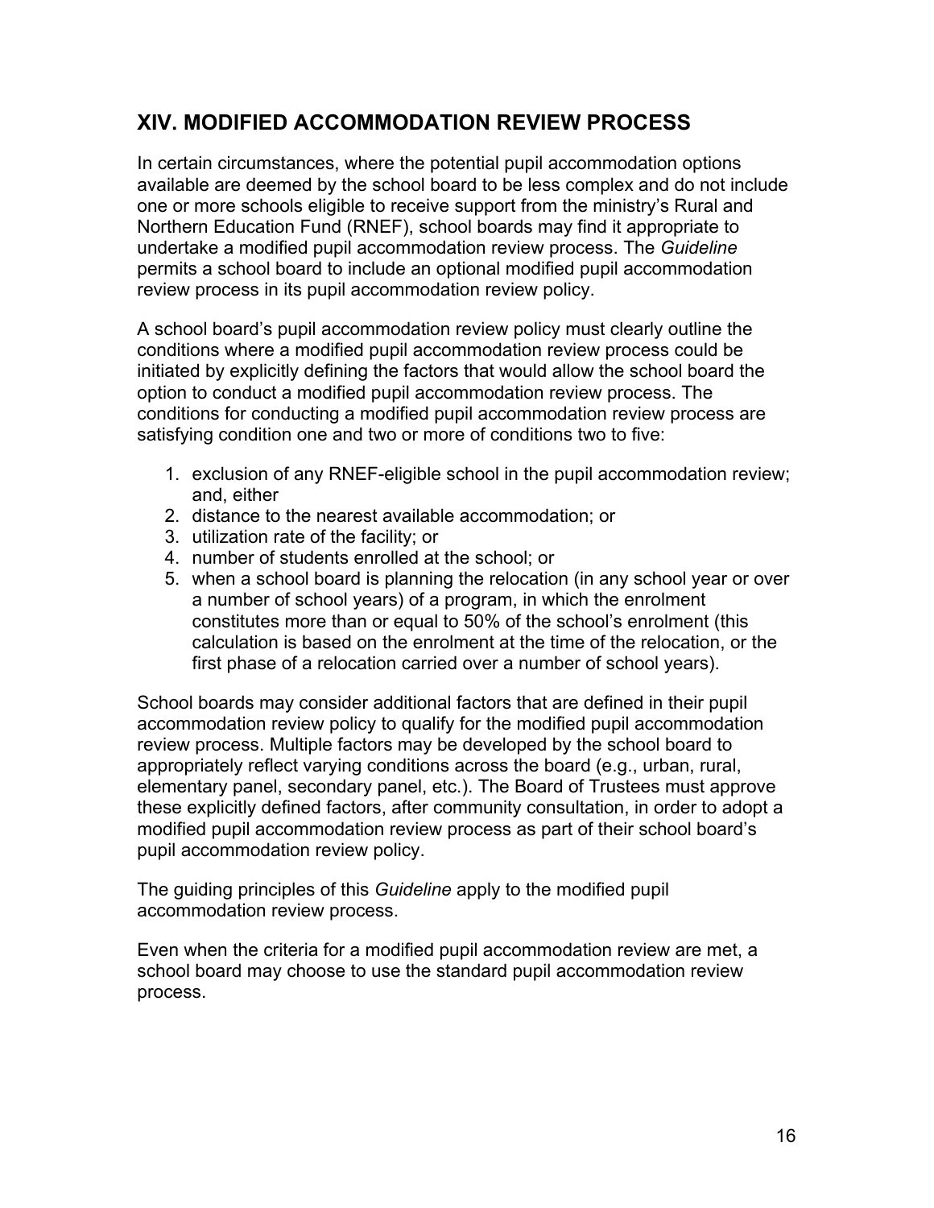## XIV. MODIFIED ACCOMMODATION REVIEW PROCESS

In certain circumstances, where the potential pupil accommodation options available are deemed by the school board to be less complex and do not include one or more schools eligible to receive support from the ministry's Rural and Northern Education Fund (RNEF), school boards may find it appropriate to undertake a modified pupil accommodation review process. The *Guideline* permits a school board to include an optional modified pupil accommodation review process in its pupil accommodation review policy.

A school board's pupil accommodation review policy must clearly outline the conditions where a modified pupil accommodation review process could be initiated by explicitly defining the factors that would allow the school board the option to conduct a modified pupil accommodation review process. The conditions for conducting a modified pupil accommodation review process are satisfying condition one and two or more of conditions two to five:

1. exclusion of any RNEF-eligible school in the pupil accommodation review; and, either
2. distance to the nearest available accommodation; or
3. utilization rate of the facility; or
4. number of students enrolled at the school; or
5. when a school board is planning the relocation (in any school year or over a number of school years) of a program, in which the enrolment constitutes more than or equal to 50% of the school's enrolment (this calculation is based on the enrolment at the time of the relocation, or the first phase of a relocation carried over a number of school years).

School boards may consider additional factors that are defined in their pupil accommodation review policy to qualify for the modified pupil accommodation review process. Multiple factors may be developed by the school board to appropriately reflect varying conditions across the board (e.g., urban, rural, elementary panel, secondary panel, etc.). The Board of Trustees must approve these explicitly defined factors, after community consultation, in order to adopt a modified pupil accommodation review process as part of their school board's pupil accommodation review policy.

The guiding principles of this *Guideline* apply to the modified pupil accommodation review process.

Even when the criteria for a modified pupil accommodation review are met, a school board may choose to use the standard pupil accommodation review process.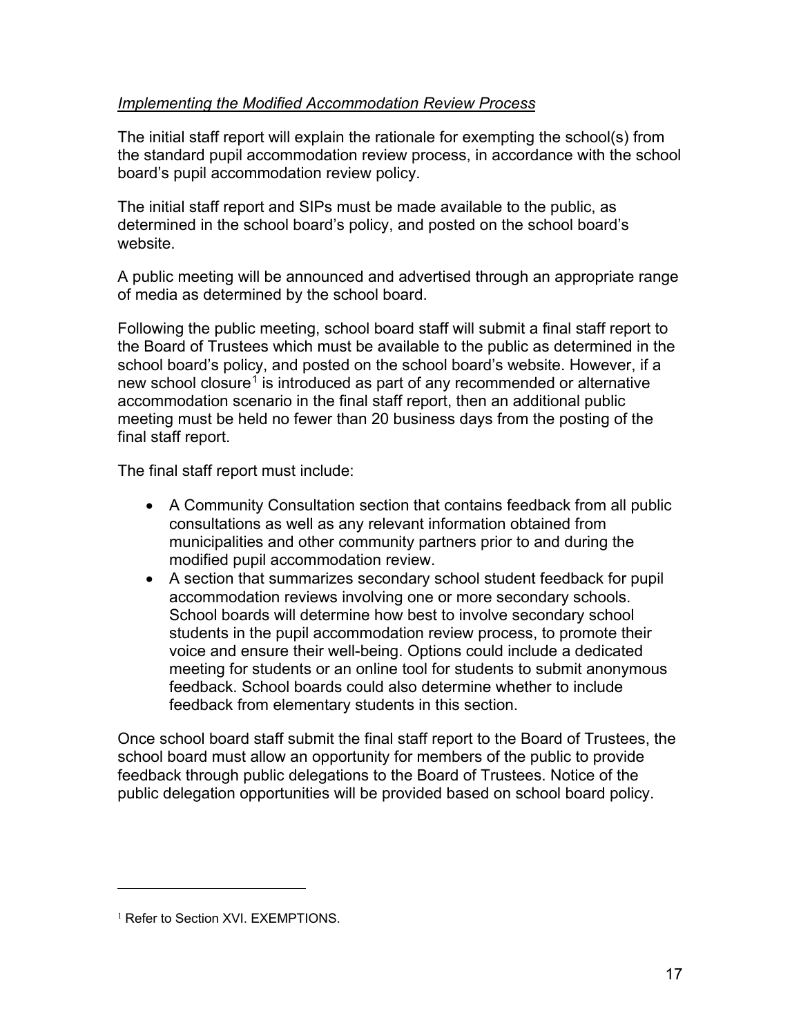*Implementing the Modified Accommodation Review Process*

The initial staff report will explain the rationale for exempting the school(s) from the standard pupil accommodation review process, in accordance with the school board's pupil accommodation review policy.

The initial staff report and SIPs must be made available to the public, as determined in the school board's policy, and posted on the school board's website.

A public meeting will be announced and advertised through an appropriate range of media as determined by the school board.

Following the public meeting, school board staff will submit a final staff report to the Board of Trustees which must be available to the public as determined in the school board's policy, and posted on the school board's website. However, if a new school closure[1] is introduced as part of any recommended or alternative accommodation scenario in the final staff report, then an additional public meeting must be held no fewer than 20 business days from the posting of the final staff report.

The final staff report must include:

- A Community Consultation section that contains feedback from all public consultations as well as any relevant information obtained from municipalities and other community partners prior to and during the modified pupil accommodation review.
- A section that summarizes secondary school student feedback for pupil accommodation reviews involving one or more secondary schools. School boards will determine how best to involve secondary school students in the pupil accommodation review process, to promote their voice and ensure their well-being. Options could include a dedicated meeting for students or an online tool for students to submit anonymous feedback. School boards could also determine whether to include feedback from elementary students in this section.

Once school board staff submit the final staff report to the Board of Trustees, the school board must allow an opportunity for members of the public to provide feedback through public delegations to the Board of Trustees. Notice of the public delegation opportunities will be provided based on school board policy.

---

[1] Refer to Section XVI. EXEMPTIONS.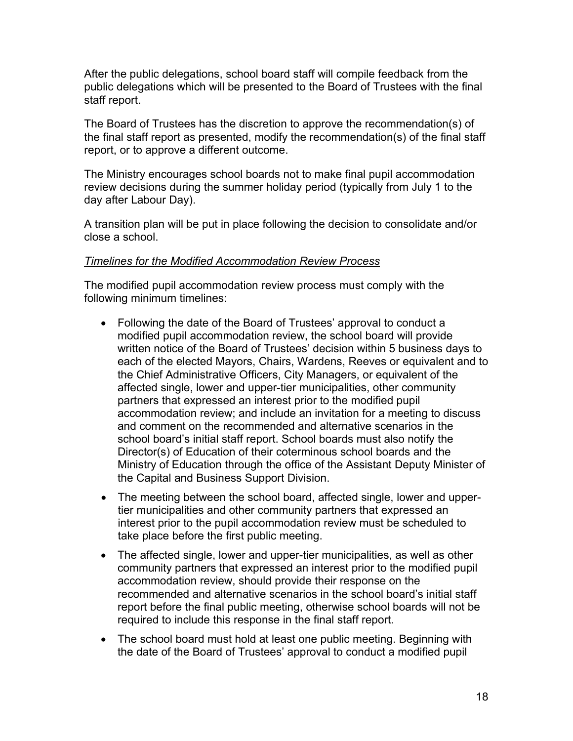After the public delegations, school board staff will compile feedback from the public delegations which will be presented to the Board of Trustees with the final staff report.

The Board of Trustees has the discretion to approve the recommendation(s) of the final staff report as presented, modify the recommendation(s) of the final staff report, or to approve a different outcome.

The Ministry encourages school boards not to make final pupil accommodation review decisions during the summer holiday period (typically from July 1 to the day after Labour Day).

A transition plan will be put in place following the decision to consolidate and/or close a school.

*Timelines for the Modified Accommodation Review Process*

The modified pupil accommodation review process must comply with the following minimum timelines:

- Following the date of the Board of Trustees' approval to conduct a modified pupil accommodation review, the school board will provide written notice of the Board of Trustees' decision within 5 business days to each of the elected Mayors, Chairs, Wardens, Reeves or equivalent and to the Chief Administrative Officers, City Managers, or equivalent of the affected single, lower and upper-tier municipalities, other community partners that expressed an interest prior to the modified pupil accommodation review; and include an invitation for a meeting to discuss and comment on the recommended and alternative scenarios in the school board's initial staff report. School boards must also notify the Director(s) of Education of their coterminous school boards and the Ministry of Education through the office of the Assistant Deputy Minister of the Capital and Business Support Division.
- The meeting between the school board, affected single, lower and upper-tier municipalities and other community partners that expressed an interest prior to the pupil accommodation review must be scheduled to take place before the first public meeting.
- The affected single, lower and upper-tier municipalities, as well as other community partners that expressed an interest prior to the modified pupil accommodation review, should provide their response on the recommended and alternative scenarios in the school board's initial staff report before the final public meeting, otherwise school boards will not be required to include this response in the final staff report.
- The school board must hold at least one public meeting. Beginning with the date of the Board of Trustees' approval to conduct a modified pupil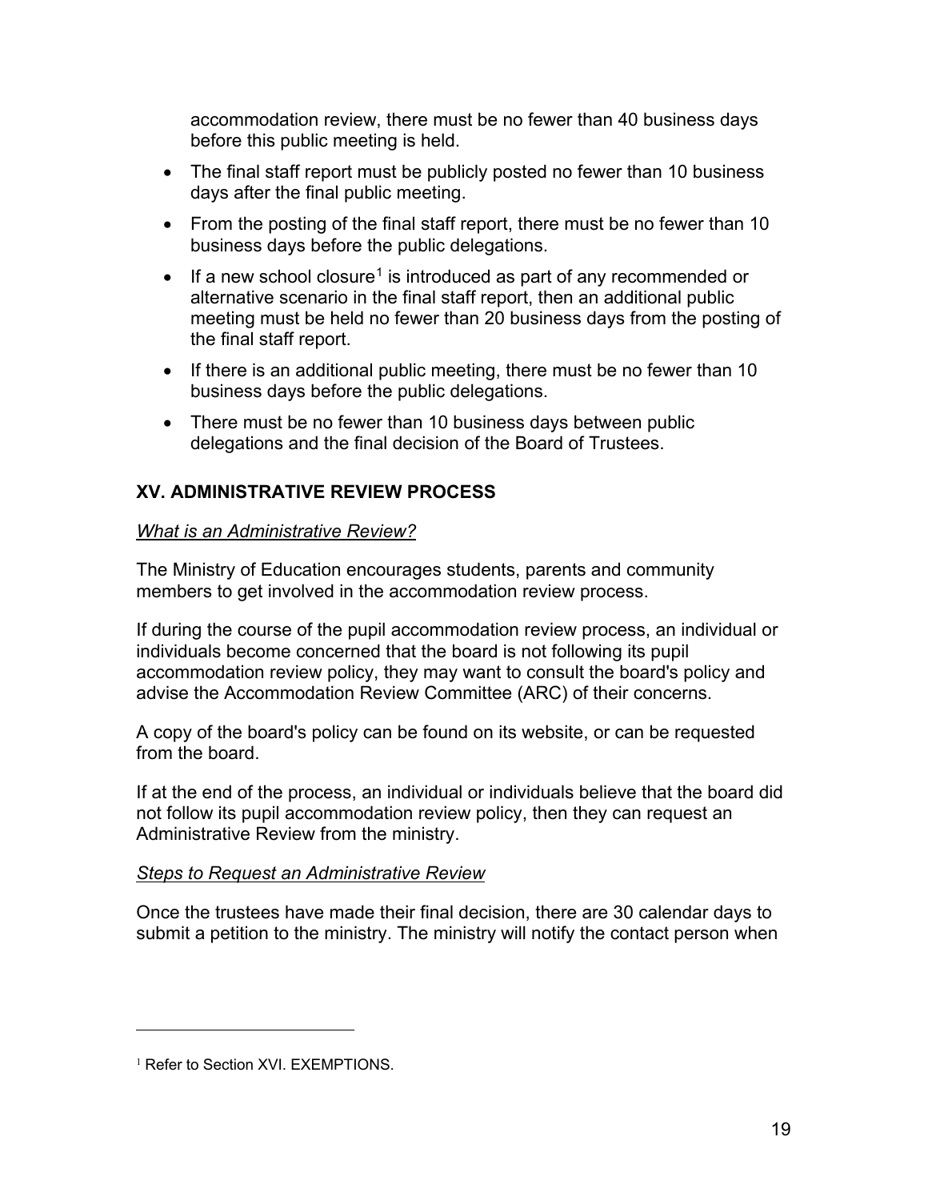accommodation review, there must be no fewer than 40 business days before this public meeting is held.

- The final staff report must be publicly posted no fewer than 10 business days after the final public meeting.
- From the posting of the final staff report, there must be no fewer than 10 business days before the public delegations.
- If a new school closure[1] is introduced as part of any recommended or alternative scenario in the final staff report, then an additional public meeting must be held no fewer than 20 business days from the posting of the final staff report.
- If there is an additional public meeting, there must be no fewer than 10 business days before the public delegations.
- There must be no fewer than 10 business days between public delegations and the final decision of the Board of Trustees.

## XV. ADMINISTRATIVE REVIEW PROCESS

*What is an Administrative Review?*

The Ministry of Education encourages students, parents and community members to get involved in the accommodation review process.

If during the course of the pupil accommodation review process, an individual or individuals become concerned that the board is not following its pupil accommodation review policy, they may want to consult the board's policy and advise the Accommodation Review Committee (ARC) of their concerns.

A copy of the board's policy can be found on its website, or can be requested from the board.

If at the end of the process, an individual or individuals believe that the board did not follow its pupil accommodation review policy, then they can request an Administrative Review from the ministry.

*Steps to Request an Administrative Review*

Once the trustees have made their final decision, there are 30 calendar days to submit a petition to the ministry. The ministry will notify the contact person when

[1] Refer to Section XVI. EXEMPTIONS.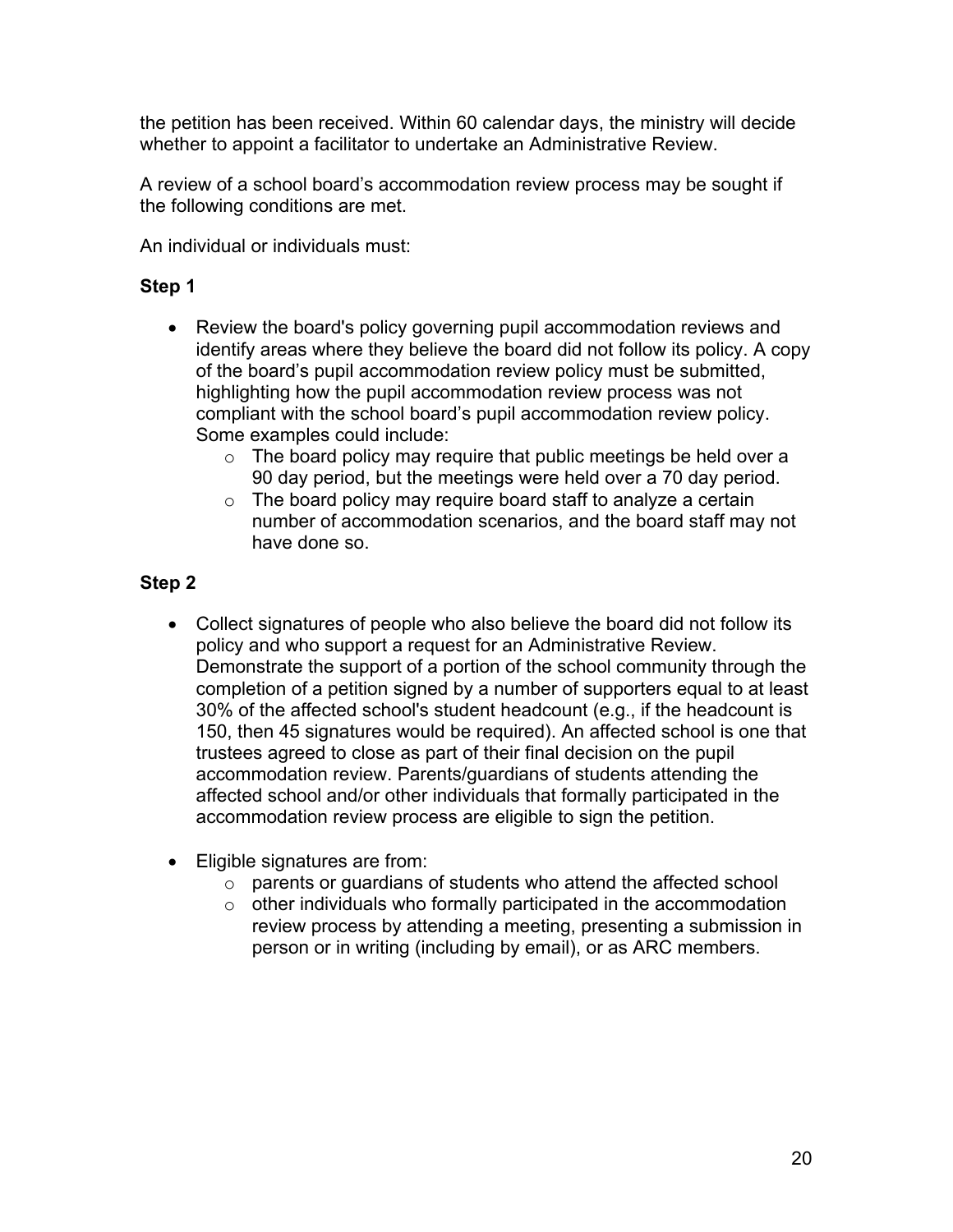the petition has been received. Within 60 calendar days, the ministry will decide whether to appoint a facilitator to undertake an Administrative Review.

A review of a school board's accommodation review process may be sought if the following conditions are met.

An individual or individuals must:

**Step 1**

- Review the board's policy governing pupil accommodation reviews and identify areas where they believe the board did not follow its policy. A copy of the board's pupil accommodation review policy must be submitted, highlighting how the pupil accommodation review process was not compliant with the school board's pupil accommodation review policy. Some examples could include:
  - The board policy may require that public meetings be held over a 90 day period, but the meetings were held over a 70 day period.
  - The board policy may require board staff to analyze a certain number of accommodation scenarios, and the board staff may not have done so.

**Step 2**

- Collect signatures of people who also believe the board did not follow its policy and who support a request for an Administrative Review. Demonstrate the support of a portion of the school community through the completion of a petition signed by a number of supporters equal to at least 30% of the affected school's student headcount (e.g., if the headcount is 150, then 45 signatures would be required). An affected school is one that trustees agreed to close as part of their final decision on the pupil accommodation review. Parents/guardians of students attending the affected school and/or other individuals that formally participated in the accommodation review process are eligible to sign the petition.

- Eligible signatures are from:
  - parents or guardians of students who attend the affected school
  - other individuals who formally participated in the accommodation review process by attending a meeting, presenting a submission in person or in writing (including by email), or as ARC members.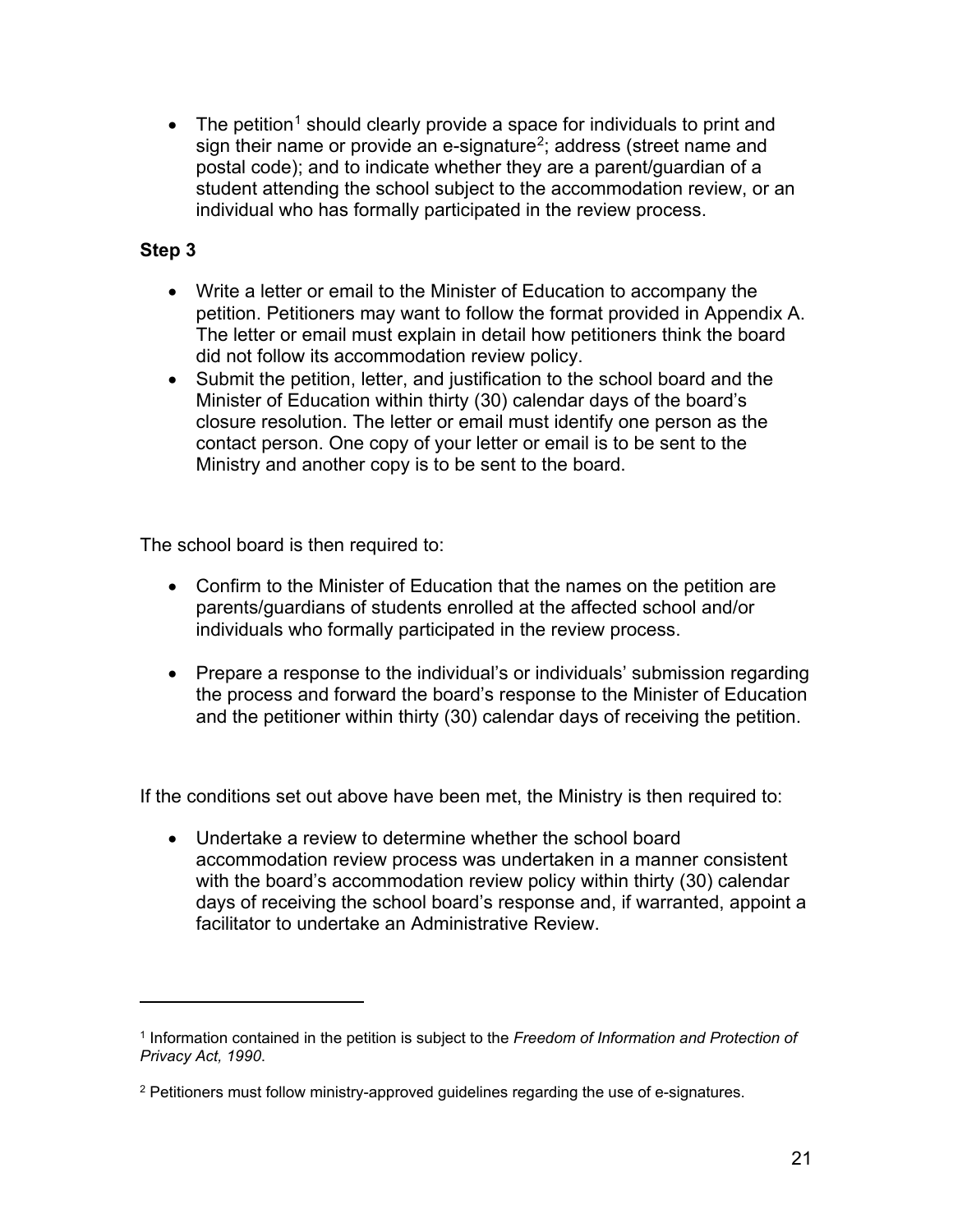- The petition[1] should clearly provide a space for individuals to print and sign their name or provide an e-signature[2]; address (street name and postal code); and to indicate whether they are a parent/guardian of a student attending the school subject to the accommodation review, or an individual who has formally participated in the review process.

**Step 3**

- Write a letter or email to the Minister of Education to accompany the petition. Petitioners may want to follow the format provided in Appendix A. The letter or email must explain in detail how petitioners think the board did not follow its accommodation review policy.
- Submit the petition, letter, and justification to the school board and the Minister of Education within thirty (30) calendar days of the board's closure resolution. The letter or email must identify one person as the contact person. One copy of your letter or email is to be sent to the Ministry and another copy is to be sent to the board.

The school board is then required to:

- Confirm to the Minister of Education that the names on the petition are parents/guardians of students enrolled at the affected school and/or individuals who formally participated in the review process.
- Prepare a response to the individual's or individuals' submission regarding the process and forward the board's response to the Minister of Education and the petitioner within thirty (30) calendar days of receiving the petition.

If the conditions set out above have been met, the Ministry is then required to:

- Undertake a review to determine whether the school board accommodation review process was undertaken in a manner consistent with the board's accommodation review policy within thirty (30) calendar days of receiving the school board's response and, if warranted, appoint a facilitator to undertake an Administrative Review.

---

[1] Information contained in the petition is subject to the *Freedom of Information and Protection of Privacy Act, 1990*.

[2] Petitioners must follow ministry-approved guidelines regarding the use of e-signatures.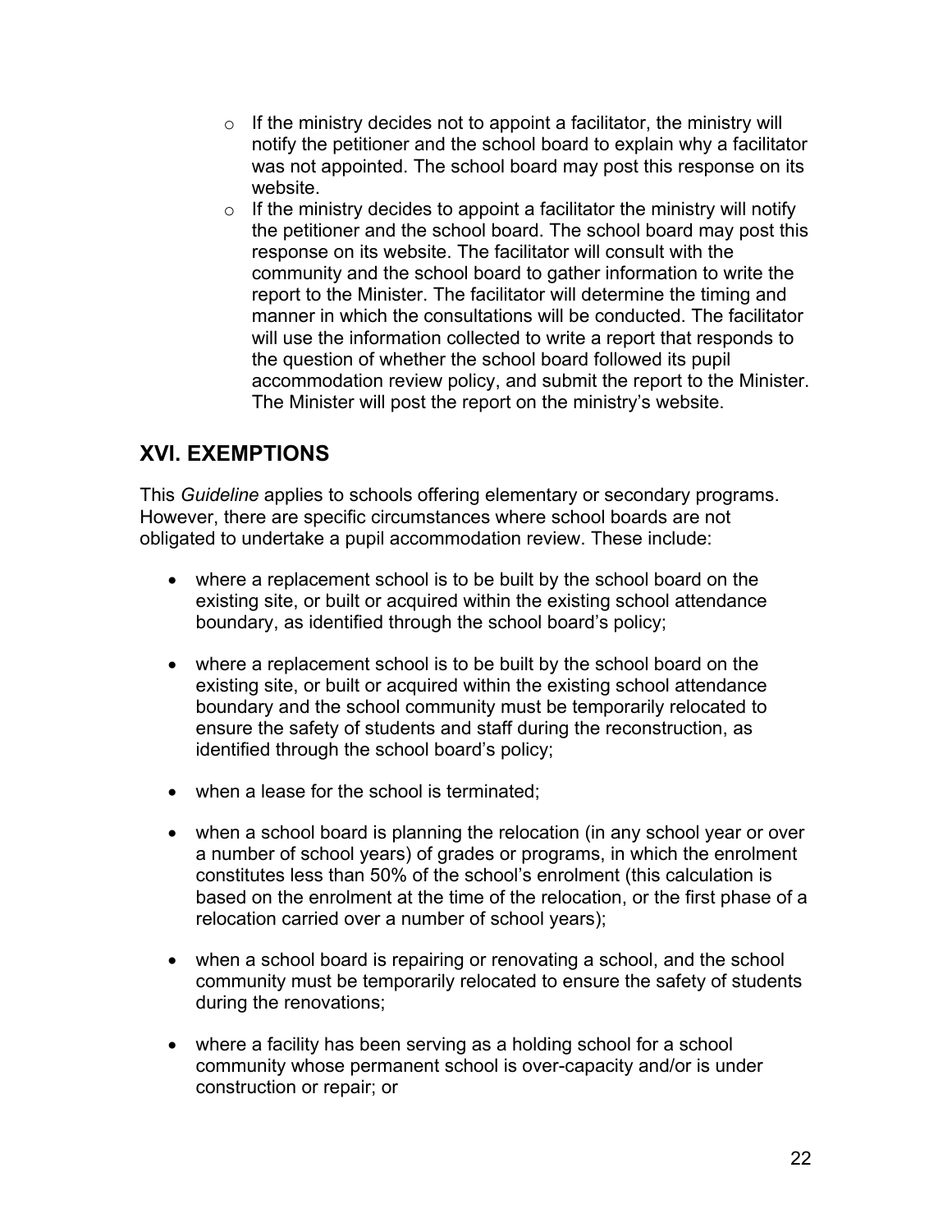- If the ministry decides not to appoint a facilitator, the ministry will notify the petitioner and the school board to explain why a facilitator was not appointed. The school board may post this response on its website.
- If the ministry decides to appoint a facilitator the ministry will notify the petitioner and the school board. The school board may post this response on its website. The facilitator will consult with the community and the school board to gather information to write the report to the Minister. The facilitator will determine the timing and manner in which the consultations will be conducted. The facilitator will use the information collected to write a report that responds to the question of whether the school board followed its pupil accommodation review policy, and submit the report to the Minister. The Minister will post the report on the ministry's website.

## XVI. EXEMPTIONS

This *Guideline* applies to schools offering elementary or secondary programs. However, there are specific circumstances where school boards are not obligated to undertake a pupil accommodation review. These include:

- where a replacement school is to be built by the school board on the existing site, or built or acquired within the existing school attendance boundary, as identified through the school board's policy;
- where a replacement school is to be built by the school board on the existing site, or built or acquired within the existing school attendance boundary and the school community must be temporarily relocated to ensure the safety of students and staff during the reconstruction, as identified through the school board's policy;
- when a lease for the school is terminated;
- when a school board is planning the relocation (in any school year or over a number of school years) of grades or programs, in which the enrolment constitutes less than 50% of the school's enrolment (this calculation is based on the enrolment at the time of the relocation, or the first phase of a relocation carried over a number of school years);
- when a school board is repairing or renovating a school, and the school community must be temporarily relocated to ensure the safety of students during the renovations;
- where a facility has been serving as a holding school for a school community whose permanent school is over-capacity and/or is under construction or repair; or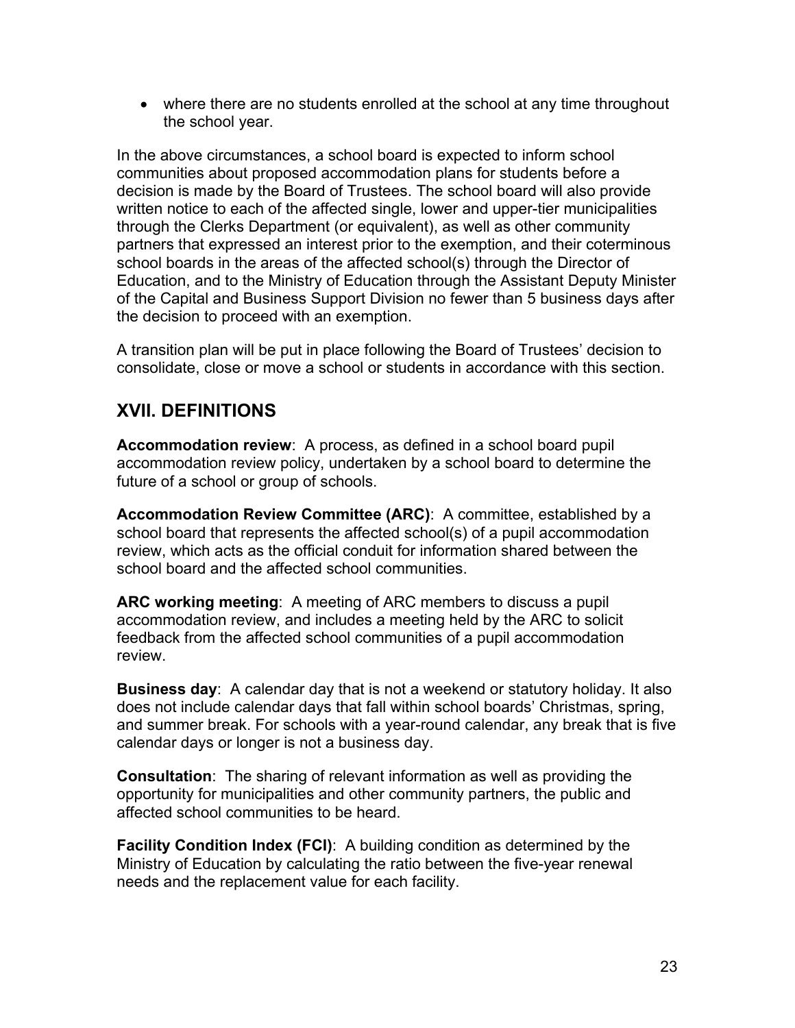- where there are no students enrolled at the school at any time throughout the school year.

In the above circumstances, a school board is expected to inform school communities about proposed accommodation plans for students before a decision is made by the Board of Trustees. The school board will also provide written notice to each of the affected single, lower and upper-tier municipalities through the Clerks Department (or equivalent), as well as other community partners that expressed an interest prior to the exemption, and their coterminous school boards in the areas of the affected school(s) through the Director of Education, and to the Ministry of Education through the Assistant Deputy Minister of the Capital and Business Support Division no fewer than 5 business days after the decision to proceed with an exemption.

A transition plan will be put in place following the Board of Trustees' decision to consolidate, close or move a school or students in accordance with this section.

## XVII. DEFINITIONS

**Accommodation review**: A process, as defined in a school board pupil accommodation review policy, undertaken by a school board to determine the future of a school or group of schools.

**Accommodation Review Committee (ARC)**: A committee, established by a school board that represents the affected school(s) of a pupil accommodation review, which acts as the official conduit for information shared between the school board and the affected school communities.

**ARC working meeting**: A meeting of ARC members to discuss a pupil accommodation review, and includes a meeting held by the ARC to solicit feedback from the affected school communities of a pupil accommodation review.

**Business day**: A calendar day that is not a weekend or statutory holiday. It also does not include calendar days that fall within school boards' Christmas, spring, and summer break. For schools with a year-round calendar, any break that is five calendar days or longer is not a business day.

**Consultation**: The sharing of relevant information as well as providing the opportunity for municipalities and other community partners, the public and affected school communities to be heard.

**Facility Condition Index (FCI)**: A building condition as determined by the Ministry of Education by calculating the ratio between the five-year renewal needs and the replacement value for each facility.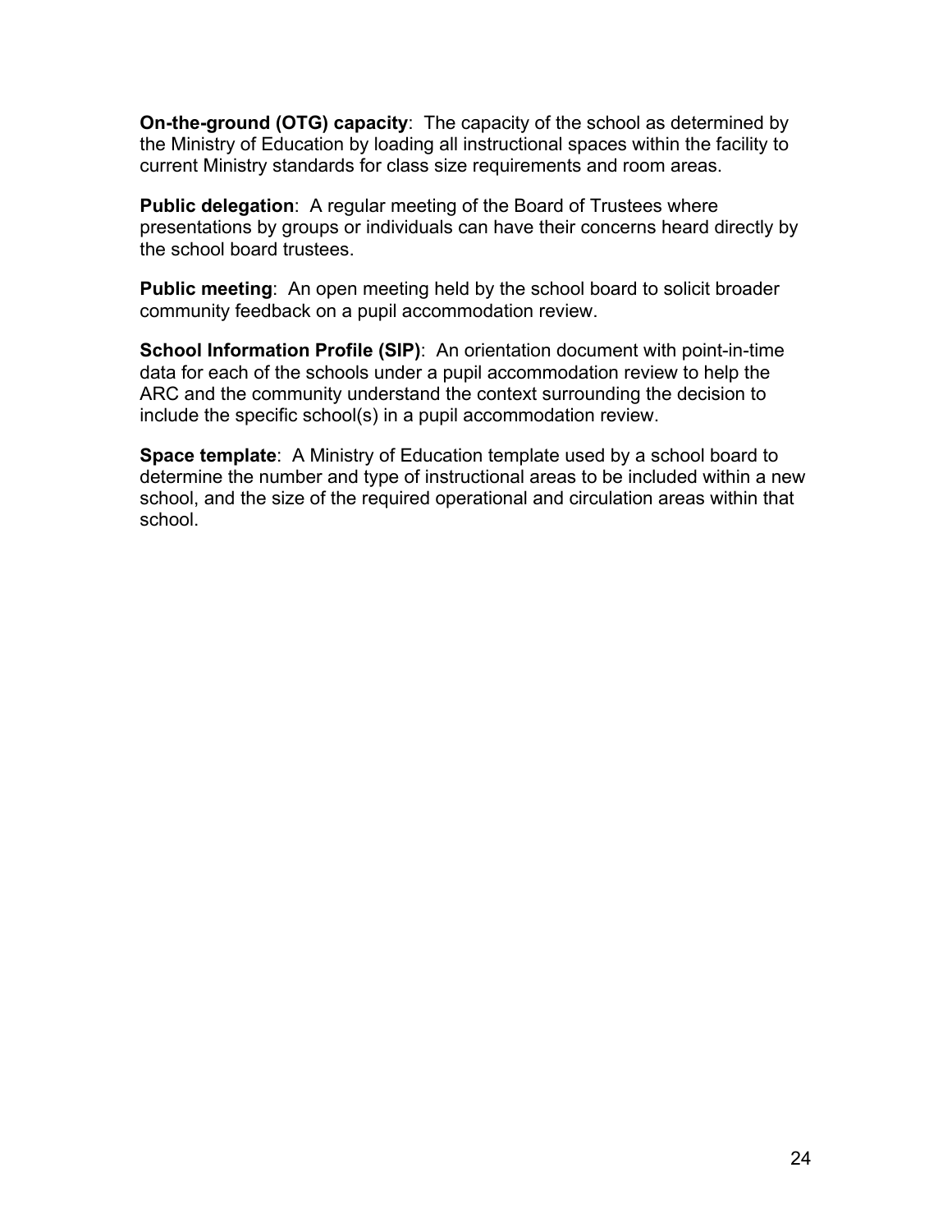**On-the-ground (OTG) capacity**: The capacity of the school as determined by the Ministry of Education by loading all instructional spaces within the facility to current Ministry standards for class size requirements and room areas.

**Public delegation**: A regular meeting of the Board of Trustees where presentations by groups or individuals can have their concerns heard directly by the school board trustees.

**Public meeting**: An open meeting held by the school board to solicit broader community feedback on a pupil accommodation review.

**School Information Profile (SIP)**: An orientation document with point-in-time data for each of the schools under a pupil accommodation review to help the ARC and the community understand the context surrounding the decision to include the specific school(s) in a pupil accommodation review.

**Space template**: A Ministry of Education template used by a school board to determine the number and type of instructional areas to be included within a new school, and the size of the required operational and circulation areas within that school.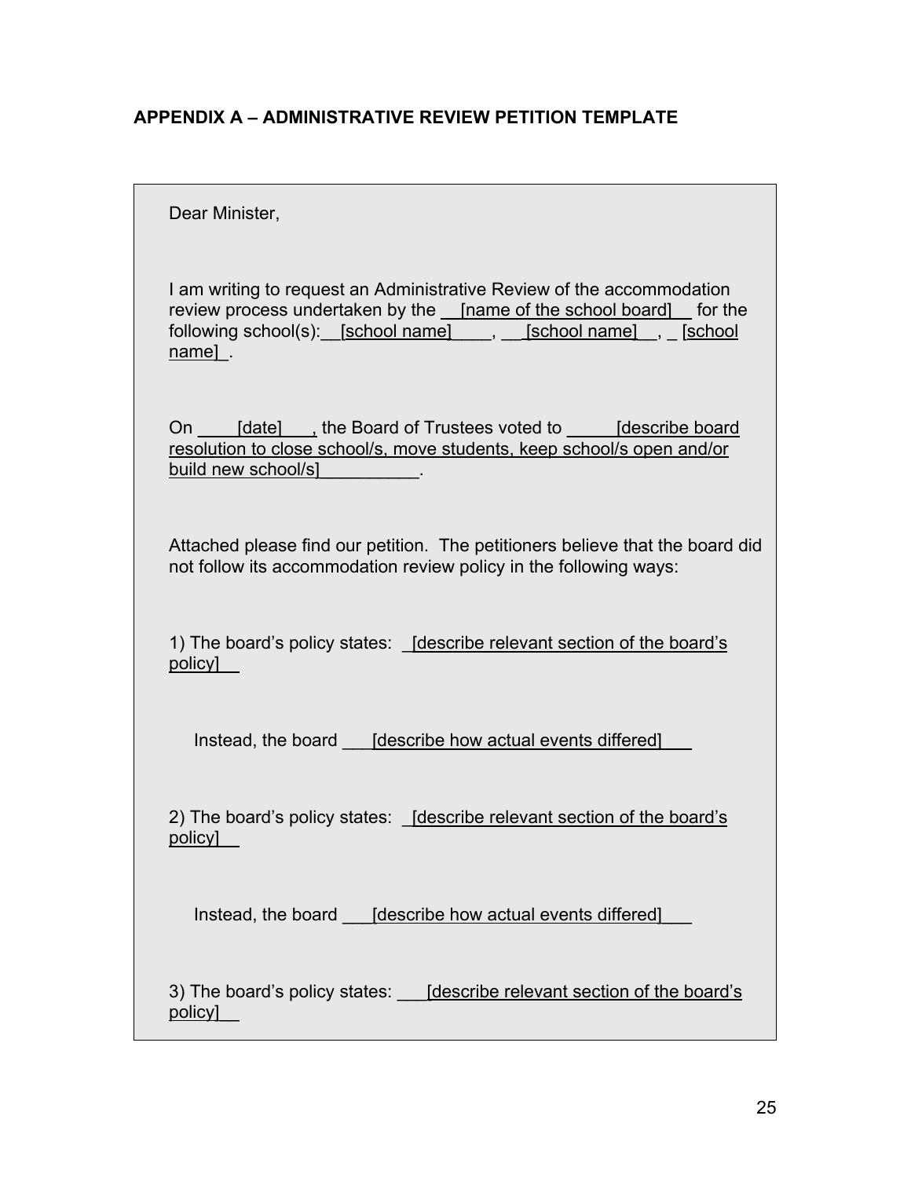## APPENDIX A – ADMINISTRATIVE REVIEW PETITION TEMPLATE

Dear Minister,

I am writing to request an Administrative Review of the accommodation review process undertaken by the __[name of the school board]__ for the following school(s):__[school name]____, __[school name]__, _ [school name]_.

On ____[date]___, the Board of Trustees voted to _____[describe board resolution to close school/s, move students, keep school/s open and/or build new school/s]__________.

Attached please find our petition. The petitioners believe that the board did not follow its accommodation review policy in the following ways:

1) The board's policy states: _[describe relevant section of the board's policy]__

Instead, the board ___[describe how actual events differed]___

2) The board's policy states: _[describe relevant section of the board's policy]__

Instead, the board ___[describe how actual events differed]___

3) The board's policy states: ___[describe relevant section of the board's policy]__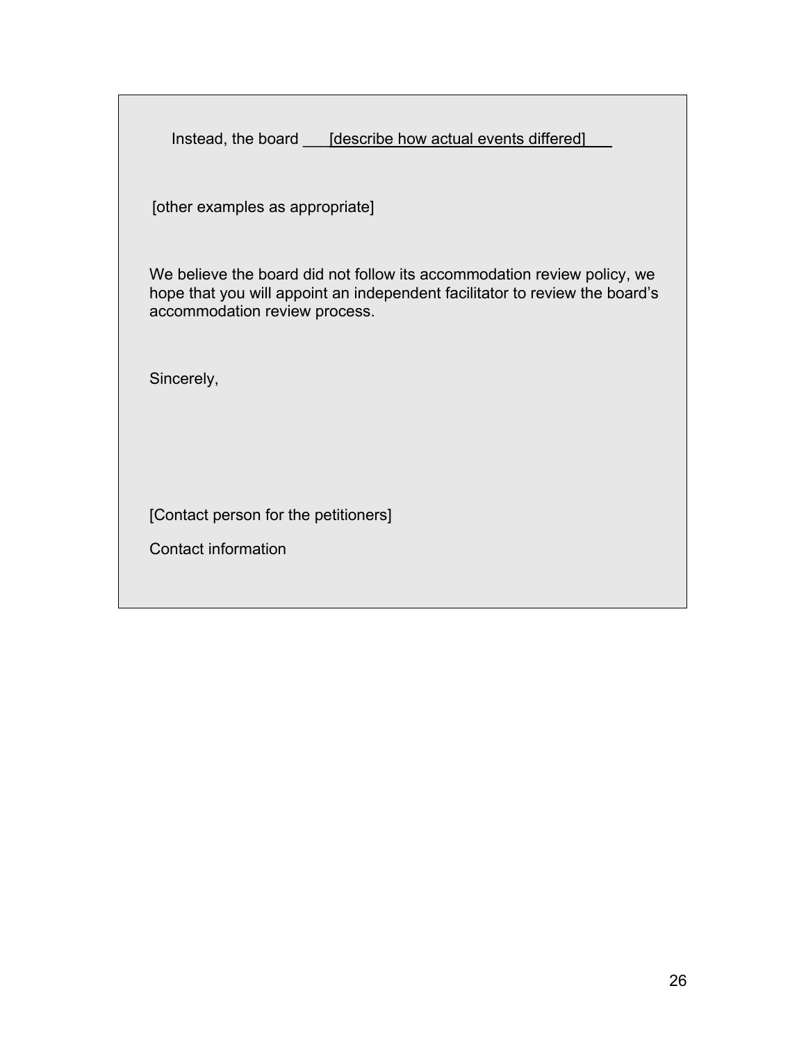Instead, the board ___[describe how actual events differed]___

[other examples as appropriate]

We believe the board did not follow its accommodation review policy, we hope that you will appoint an independent facilitator to review the board's accommodation review process.

Sincerely,

[Contact person for the petitioners]

Contact information